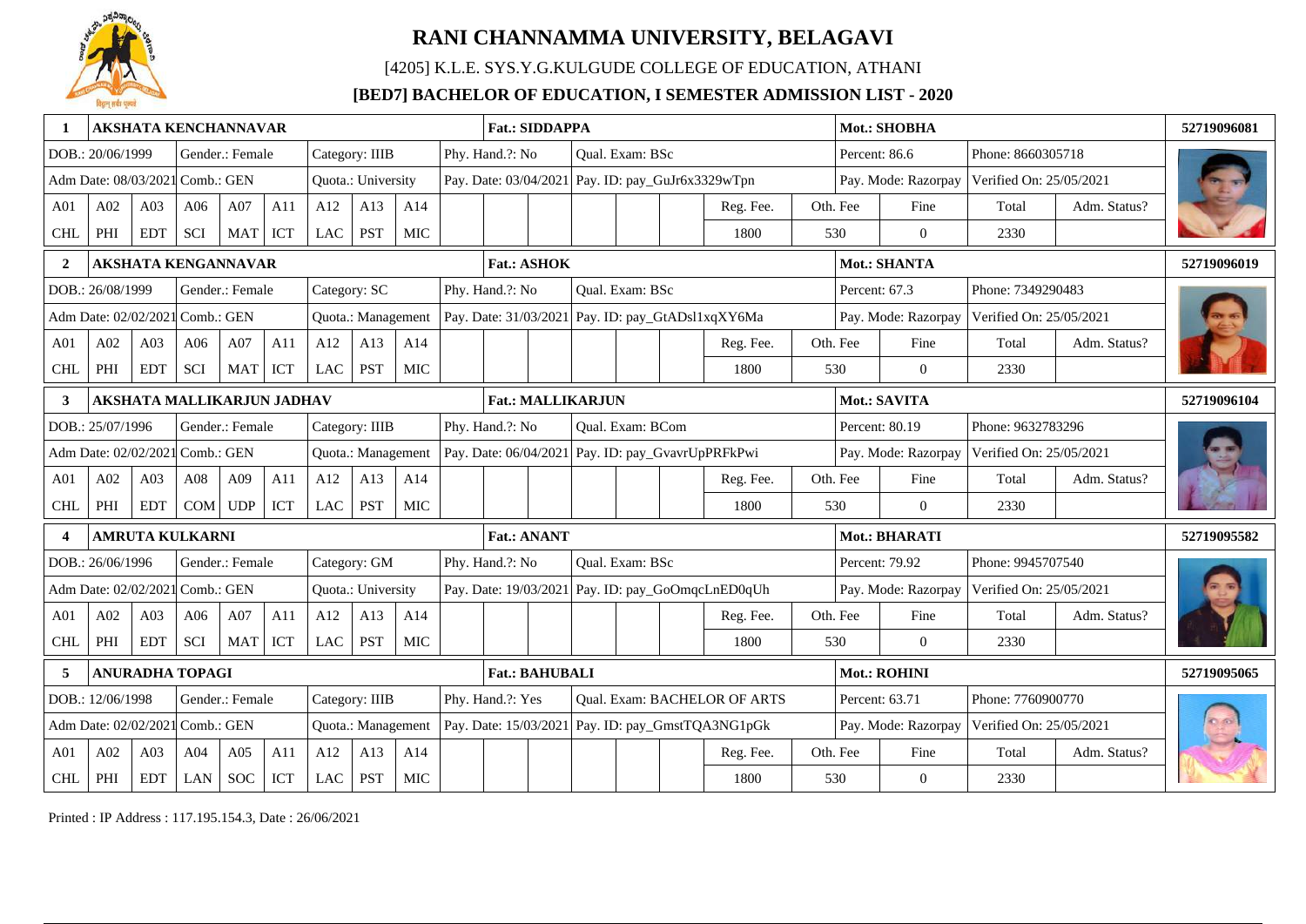# RANI CHANNAMMA UNIVERSITY, BELAGAVI

[4205] K.L.E. SYS.Y.G.KULGUDE COLLEGE OF EDUCATION, ATHANI

**[BED7] BACHELOR OF EDUCATION, I SEMESTER ADMISSION LIST - 2020**

| 1 | **AKSHATA KENCHANNAVAR** | | | | | | | | | **Fat.: SIDDAPPA** | | | | | | | **Mot.: SHOBHA** | | | | **52719096081** |
|---|---|---|---|---|---|---|---|---|---|---|---|---|---|---|---|---|---|---|---|---|---|
| DOB.: 20/06/1999 | | | Gender.: Female | | | Category: IIIB | | | Phy. Hand.?: No | | | Qual. Exam: BSc | | | | | Percent: 86.6 | | Phone: 8660305718 | | |
| Adm Date: 08/03/2021 | | Comb.: GEN | | | | Quota.: University | | | Pay. Date: 03/04/2021 | | | Pay. ID: pay_GuJr6x3329wTpn | | | | | Pay. Mode: Razorpay | | Verified On: 25/05/2021 | | |
| A01 | A02 | A03 | A06 | A07 | A11 | A12 | A13 | A14 | | | | | | | Reg. Fee. | Oth. Fee | | Fine | Total | Adm. Status? | |
| CHL | PHI | EDT | SCI | MAT | ICT | LAC | PST | MIC | | | | | | | 1800 | 530 | | 0 | 2330 | | |
| **2** | **AKSHATA KENGANNAVAR** | | | | | | | | | **Fat.: ASHOK** | | | | | | | **Mot.: SHANTA** | | | | **52719096019** |
| DOB.: 26/08/1999 | | | Gender.: Female | | | Category: SC | | | Phy. Hand.?: No | | | Qual. Exam: BSc | | | | | Percent: 67.3 | | Phone: 7349290483 | | |
| Adm Date: 02/02/2021 | | Comb.: GEN | | | | Quota.: Management | | | Pay. Date: 31/03/2021 | | | Pay. ID: pay_GtADsl1xqXY6Ma | | | | | Pay. Mode: Razorpay | | Verified On: 25/05/2021 | | |
| A01 | A02 | A03 | A06 | A07 | A11 | A12 | A13 | A14 | | | | | | | Reg. Fee. | Oth. Fee | | Fine | Total | Adm. Status? | |
| CHL | PHI | EDT | SCI | MAT | ICT | LAC | PST | MIC | | | | | | | 1800 | 530 | | 0 | 2330 | | |
| **3** | **AKSHATA MALLIKARJUN JADHAV** | | | | | | | | | **Fat.: MALLIKARJUN** | | | | | | | **Mot.: SAVITA** | | | | **52719096104** |
| DOB.: 25/07/1996 | | | Gender.: Female | | | Category: IIIB | | | Phy. Hand.?: No | | | Qual. Exam: BCom | | | | | Percent: 80.19 | | Phone: 9632783296 | | |
| Adm Date: 02/02/2021 | | Comb.: GEN | | | | Quota.: Management | | | Pay. Date: 06/04/2021 | | | Pay. ID: pay_GvavrUpPRFkPwi | | | | | Pay. Mode: Razorpay | | Verified On: 25/05/2021 | | |
| A01 | A02 | A03 | A08 | A09 | A11 | A12 | A13 | A14 | | | | | | | Reg. Fee. | Oth. Fee | | Fine | Total | Adm. Status? | |
| CHL | PHI | EDT | COM | UDP | ICT | LAC | PST | MIC | | | | | | | 1800 | 530 | | 0 | 2330 | | |
| **4** | **AMRUTA KULKARNI** | | | | | | | | | **Fat.: ANANT** | | | | | | | **Mot.: BHARATI** | | | | **52719095582** |
| DOB.: 26/06/1996 | | | Gender.: Female | | | Category: GM | | | Phy. Hand.?: No | | | Qual. Exam: BSc | | | | | Percent: 79.92 | | Phone: 9945707540 | | |
| Adm Date: 02/02/2021 | | Comb.: GEN | | | | Quota.: University | | | Pay. Date: 19/03/2021 | | | Pay. ID: pay_GoOmqcLnED0qUh | | | | | Pay. Mode: Razorpay | | Verified On: 25/05/2021 | | |
| A01 | A02 | A03 | A06 | A07 | A11 | A12 | A13 | A14 | | | | | | | Reg. Fee. | Oth. Fee | | Fine | Total | Adm. Status? | |
| CHL | PHI | EDT | SCI | MAT | ICT | LAC | PST | MIC | | | | | | | 1800 | 530 | | 0 | 2330 | | |
| **5** | **ANURADHA TOPAGI** | | | | | | | | | **Fat.: BAHUBALI** | | | | | | | **Mot.: ROHINI** | | | | **52719095065** |
| DOB.: 12/06/1998 | | | Gender.: Female | | | Category: IIIB | | | Phy. Hand.?: Yes | | | Qual. Exam: BACHELOR OF ARTS | | | | | Percent: 63.71 | | Phone: 7760900770 | | |
| Adm Date: 02/02/2021 | | Comb.: GEN | | | | Quota.: Management | | | Pay. Date: 15/03/2021 | | | Pay. ID: pay_GmstTQA3NG1pGk | | | | | Pay. Mode: Razorpay | | Verified On: 25/05/2021 | | |
| A01 | A02 | A03 | A04 | A05 | A11 | A12 | A13 | A14 | | | | | | | Reg. Fee. | Oth. Fee | | Fine | Total | Adm. Status? | |
| CHL | PHI | EDT | LAN | SOC | ICT | LAC | PST | MIC | | | | | | | 1800 | 530 | | 0 | 2330 | | |

Printed : IP Address : 117.195.154.3, Date : 26/06/2021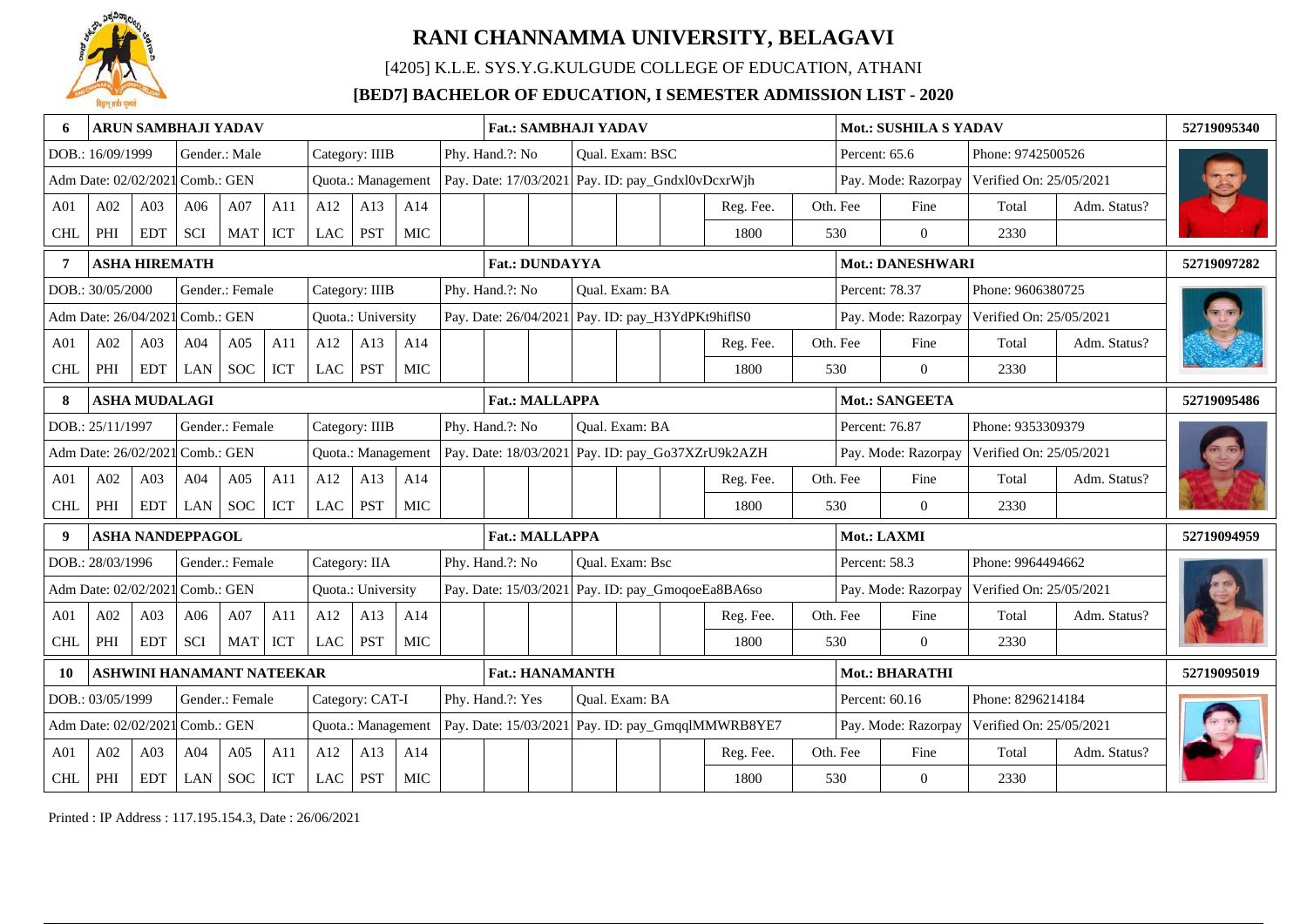# RANI CHANNAMMA UNIVERSITY, BELAGAVI

[4205] K.L.E. SYS.Y.G.KULGUDE COLLEGE OF EDUCATION, ATHANI

**[BED7] BACHELOR OF EDUCATION, I SEMESTER ADMISSION LIST - 2020**

| 6 | ARUN SAMBHAJI YADAV | | | | | | | | | | | | | | | | | | | | |
|---|---|---|---|---|---|---|---|---|---|---|---|---|---|---|---|---|---|---|---|---|---|
| Fat.: SAMBHAJI YADAV | | | | | | | | | | | | | | | | | | | | | |
| Mot.: SUSHILA S YADAV | | | | | | | | | | | | | | | | | | | | | |
| 52719095340 | | | | | | | | | | | | | | | | | | | | | |
| DOB.: 16/09/1999 | Gender.: Male | Category: IIIB | Phy. Hand.?: No | Qual. Exam: BSC | Percent: 65.6 | Phone: 9742500526 | | | | | | | | | | | | | | | |
| Adm Date: 02/02/2021 | Comb.: GEN | Quota.: Management | Pay. Date: 17/03/2021 | Pay. ID: pay_Gndxl0vDcxrWjh | Pay. Mode: Razorpay | Verified On: 25/05/2021 | | | | | | | | | | | | | | | |
| A01 | A02 | A03 | A06 | A07 | A11 | A12 | A13 | A14 | | | | | | | | Reg. Fee. | Oth. Fee | Fine | Total | Adm. Status? | |
| CHL | PHI | EDT | SCI | MAT | ICT | LAC | PST | MIC | | | | | | | | 1800 | 530 | 0 | 2330 | | |

| 7 | ASHA HIREMATH | | | | | | | | | | | | | | | | | | | | |
|---|---|---|---|---|---|---|---|---|---|---|---|---|---|---|---|---|---|---|---|---|---|
| Fat.: DUNDAYYA | | | | | | | | | | | | | | | | | | | | | |
| Mot.: DANESHWARI | | | | | | | | | | | | | | | | | | | | | |
| 52719097282 | | | | | | | | | | | | | | | | | | | | | |
| DOB.: 30/05/2000 | Gender.: Female | Category: IIIB | Phy. Hand.?: No | Qual. Exam: BA | Percent: 78.37 | Phone: 9606380725 | | | | | | | | | | | | | | | |
| Adm Date: 26/04/2021 | Comb.: GEN | Quota.: University | Pay. Date: 26/04/2021 | Pay. ID: pay_H3YdPKt9hiflS0 | Pay. Mode: Razorpay | Verified On: 25/05/2021 | | | | | | | | | | | | | | | |
| A01 | A02 | A03 | A04 | A05 | A11 | A12 | A13 | A14 | | | | | | | | Reg. Fee. | Oth. Fee | Fine | Total | Adm. Status? | |
| CHL | PHI | EDT | LAN | SOC | ICT | LAC | PST | MIC | | | | | | | | 1800 | 530 | 0 | 2330 | | |

| 8 | ASHA MUDALAGI | | | | | | | | | | | | | | | | | | | | |
|---|---|---|---|---|---|---|---|---|---|---|---|---|---|---|---|---|---|---|---|---|---|
| Fat.: MALLAPPA | | | | | | | | | | | | | | | | | | | | | |
| Mot.: SANGEETA | | | | | | | | | | | | | | | | | | | | | |
| 52719095486 | | | | | | | | | | | | | | | | | | | | | |
| DOB.: 25/11/1997 | Gender.: Female | Category: IIIB | Phy. Hand.?: No | Qual. Exam: BA | Percent: 76.87 | Phone: 9353309379 | | | | | | | | | | | | | | | |
| Adm Date: 26/02/2021 | Comb.: GEN | Quota.: Management | Pay. Date: 18/03/2021 | Pay. ID: pay_Go37XZrU9k2AZH | Pay. Mode: Razorpay | Verified On: 25/05/2021 | | | | | | | | | | | | | | | |
| A01 | A02 | A03 | A04 | A05 | A11 | A12 | A13 | A14 | | | | | | | | Reg. Fee. | Oth. Fee | Fine | Total | Adm. Status? | |
| CHL | PHI | EDT | LAN | SOC | ICT | LAC | PST | MIC | | | | | | | | 1800 | 530 | 0 | 2330 | | |

| 9 | ASHA NANDEPPAGOL | | | | | | | | | | | | | | | | | | | | |
|---|---|---|---|---|---|---|---|---|---|---|---|---|---|---|---|---|---|---|---|---|---|
| Fat.: MALLAPPA | | | | | | | | | | | | | | | | | | | | | |
| Mot.: LAXMI | | | | | | | | | | | | | | | | | | | | | |
| 52719094959 | | | | | | | | | | | | | | | | | | | | | |
| DOB.: 28/03/1996 | Gender.: Female | Category: IIA | Phy. Hand.?: No | Qual. Exam: Bsc | Percent: 58.3 | Phone: 9964494662 | | | | | | | | | | | | | | | |
| Adm Date: 02/02/2021 | Comb.: GEN | Quota.: University | Pay. Date: 15/03/2021 | Pay. ID: pay_GmoqoeEa8BA6so | Pay. Mode: Razorpay | Verified On: 25/05/2021 | | | | | | | | | | | | | | | |
| A01 | A02 | A03 | A06 | A07 | A11 | A12 | A13 | A14 | | | | | | | | Reg. Fee. | Oth. Fee | Fine | Total | Adm. Status? | |
| CHL | PHI | EDT | SCI | MAT | ICT | LAC | PST | MIC | | | | | | | | 1800 | 530 | 0 | 2330 | | |

| 10 | ASHWINI HANAMANT NATEEKAR | | | | | | | | | | | | | | | | | | | | |
|---|---|---|---|---|---|---|---|---|---|---|---|---|---|---|---|---|---|---|---|---|---|
| Fat.: HANAMANTH | | | | | | | | | | | | | | | | | | | | | |
| Mot.: BHARATHI | | | | | | | | | | | | | | | | | | | | | |
| 52719095019 | | | | | | | | | | | | | | | | | | | | | |
| DOB.: 03/05/1999 | Gender.: Female | Category: CAT-I | Phy. Hand.?: Yes | Qual. Exam: BA | Percent: 60.16 | Phone: 8296214184 | | | | | | | | | | | | | | | |
| Adm Date: 02/02/2021 | Comb.: GEN | Quota.: Management | Pay. Date: 15/03/2021 | Pay. ID: pay_GmqqlMMWRB8YE7 | Pay. Mode: Razorpay | Verified On: 25/05/2021 | | | | | | | | | | | | | | | |
| A01 | A02 | A03 | A04 | A05 | A11 | A12 | A13 | A14 | | | | | | | | Reg. Fee. | Oth. Fee | Fine | Total | Adm. Status? | |
| CHL | PHI | EDT | LAN | SOC | ICT | LAC | PST | MIC | | | | | | | | 1800 | 530 | 0 | 2330 | | |

Printed : IP Address : 117.195.154.3, Date : 26/06/2021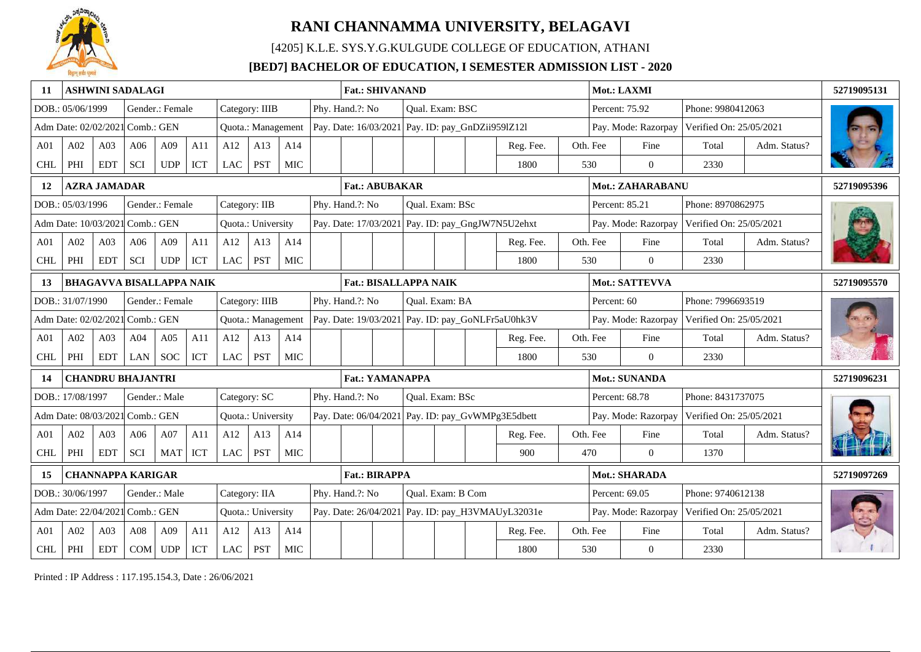# RANI CHANNAMMA UNIVERSITY, BELAGAVI

[4205] K.L.E. SYS.Y.G.KULGUDE COLLEGE OF EDUCATION, ATHANI

**[BED7] BACHELOR OF EDUCATION, I SEMESTER ADMISSION LIST - 2020**

| 11 | ASHWINI SADALAGI | | | | | | | | Fat.: SHIVANAND | | | | | | Mot.: LAXMI | | | | 52719095131 |
|---|---|---|---|---|---|---|---|---|---|---|---|---|---|---|---|---|---|---|---|
| DOB.: 05/06/1999 | | Gender.: Female | | | Category: IIIB | | | | Phy. Hand.?: No | | Qual. Exam: BSC | | | | Percent: 75.92 | | Phone: 9980412063 | | |
| Adm Date: 02/02/2021 | | Comb.: GEN | | | Quota.: Management | | | | Pay. Date: 16/03/2021 | | Pay. ID: pay_GnDZii959lZ12l | | | | Pay. Mode: Razorpay | | Verified On: 25/05/2021 | | |
| A01 | A02 | A03 | A06 | A09 | A11 | A12 | A13 | A14 | | | | | | Reg. Fee. | Oth. Fee | Fine | Total | Adm. Status? | |
| CHL | PHI | EDT | SCI | UDP | ICT | LAC | PST | MIC | | | | | | 1800 | 530 | 0 | 2330 | | |
| **12** | **AZRA JAMADAR** | | | | | | | | **Fat.: ABUBAKAR** | | | | | | **Mot.: ZAHARABANU** | | | | **52719095396** |
| DOB.: 05/03/1996 | | Gender.: Female | | | Category: IIB | | | | Phy. Hand.?: No | | Qual. Exam: BSc | | | | Percent: 85.21 | | Phone: 8970862975 | | |
| Adm Date: 10/03/2021 | | Comb.: GEN | | | Quota.: University | | | | Pay. Date: 17/03/2021 | | Pay. ID: pay_GngJW7N5U2ehxt | | | | Pay. Mode: Razorpay | | Verified On: 25/05/2021 | | |
| A01 | A02 | A03 | A06 | A09 | A11 | A12 | A13 | A14 | | | | | | Reg. Fee. | Oth. Fee | Fine | Total | Adm. Status? | |
| CHL | PHI | EDT | SCI | UDP | ICT | LAC | PST | MIC | | | | | | 1800 | 530 | 0 | 2330 | | |
| **13** | **BHAGAVVA BISALLAPPA NAIK** | | | | | | | | **Fat.: BISALLAPPA NAIK** | | | | | | **Mot.: SATTEVVA** | | | | **52719095570** |
| DOB.: 31/07/1990 | | Gender.: Female | | | Category: IIIB | | | | Phy. Hand.?: No | | Qual. Exam: BA | | | | Percent: 60 | | Phone: 7996693519 | | |
| Adm Date: 02/02/2021 | | Comb.: GEN | | | Quota.: Management | | | | Pay. Date: 19/03/2021 | | Pay. ID: pay_GoNLFr5aU0hk3V | | | | Pay. Mode: Razorpay | | Verified On: 25/05/2021 | | |
| A01 | A02 | A03 | A04 | A05 | A11 | A12 | A13 | A14 | | | | | | Reg. Fee. | Oth. Fee | Fine | Total | Adm. Status? | |
| CHL | PHI | EDT | LAN | SOC | ICT | LAC | PST | MIC | | | | | | 1800 | 530 | 0 | 2330 | | |
| **14** | **CHANDRU BHAJANTRI** | | | | | | | | **Fat.: YAMANAPPA** | | | | | | **Mot.: SUNANDA** | | | | **52719096231** |
| DOB.: 17/08/1997 | | Gender.: Male | | | Category: SC | | | | Phy. Hand.?: No | | Qual. Exam: BSc | | | | Percent: 68.78 | | Phone: 8431737075 | | |
| Adm Date: 08/03/2021 | | Comb.: GEN | | | Quota.: University | | | | Pay. Date: 06/04/2021 | | Pay. ID: pay_GvWMPg3E5dbett | | | | Pay. Mode: Razorpay | | Verified On: 25/05/2021 | | |
| A01 | A02 | A03 | A06 | A07 | A11 | A12 | A13 | A14 | | | | | | Reg. Fee. | Oth. Fee | Fine | Total | Adm. Status? | |
| CHL | PHI | EDT | SCI | MAT | ICT | LAC | PST | MIC | | | | | | 900 | 470 | 0 | 1370 | | |
| **15** | **CHANNAPPA KARIGAR** | | | | | | | | **Fat.: BIRAPPA** | | | | | | **Mot.: SHARADA** | | | | **52719097269** |
| DOB.: 30/06/1997 | | Gender.: Male | | | Category: IIA | | | | Phy. Hand.?: No | | Qual. Exam: B Com | | | | Percent: 69.05 | | Phone: 9740612138 | | |
| Adm Date: 22/04/2021 | | Comb.: GEN | | | Quota.: University | | | | Pay. Date: 26/04/2021 | | Pay. ID: pay_H3VMAUyL32031e | | | | Pay. Mode: Razorpay | | Verified On: 25/05/2021 | | |
| A01 | A02 | A03 | A08 | A09 | A11 | A12 | A13 | A14 | | | | | | Reg. Fee. | Oth. Fee | Fine | Total | Adm. Status? | |
| CHL | PHI | EDT | COM | UDP | ICT | LAC | PST | MIC | | | | | | 1800 | 530 | 0 | 2330 | | |

Printed : IP Address : 117.195.154.3, Date : 26/06/2021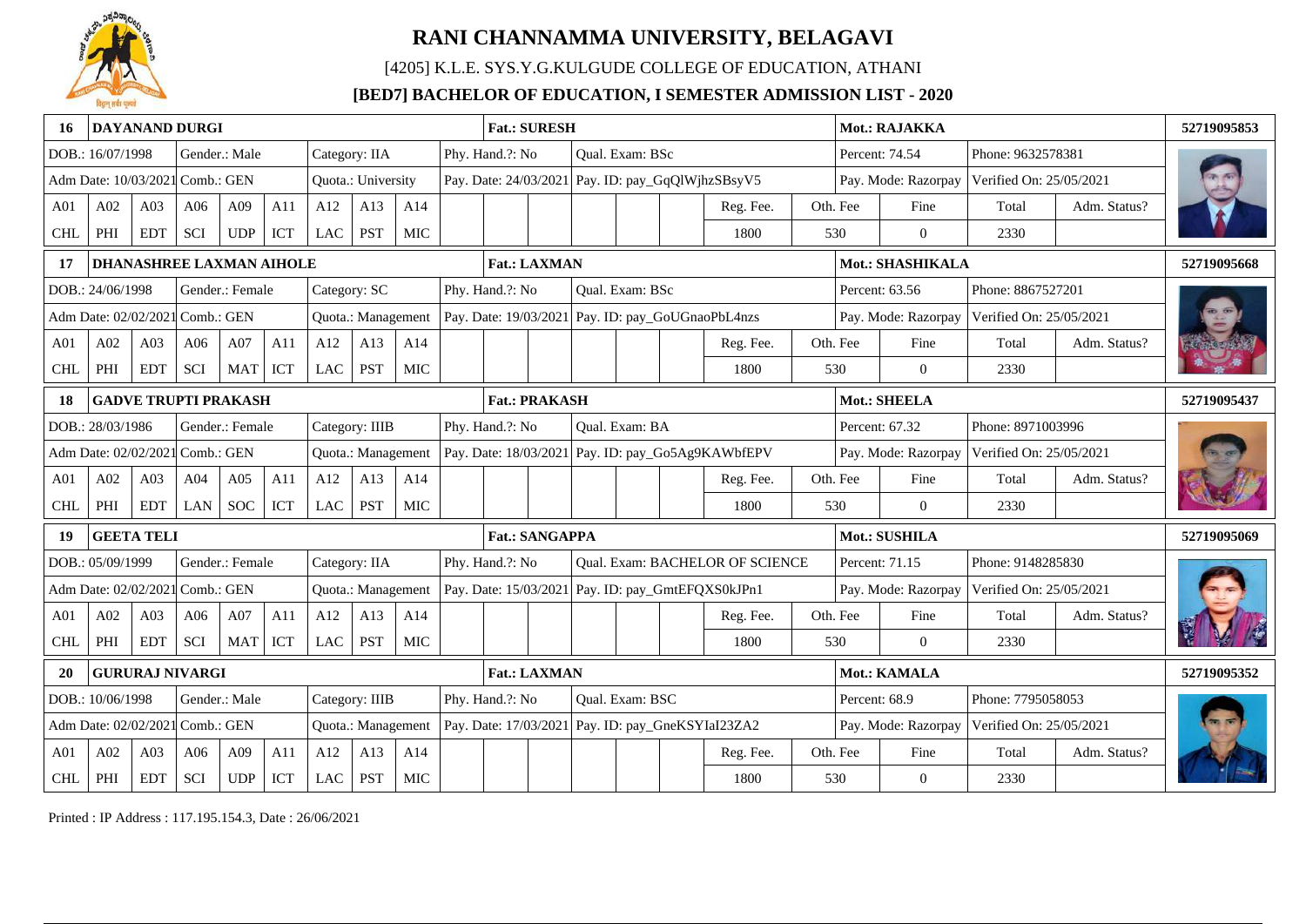# RANI CHANNAMMA UNIVERSITY, BELAGAVI

[4205] K.L.E. SYS.Y.G.KULGUDE COLLEGE OF EDUCATION, ATHANI

**[BED7] BACHELOR OF EDUCATION, I SEMESTER ADMISSION LIST - 2020**

| **16** | **DAYANAND DURGI** | | | | | | | | | | | **Fat.: SURESH** | | | | | | | | | **Mot.: RAJAKKA** | | | | **52719095853** |
|---|---|---|---|---|---|---|---|---|---|---|---|---|---|---|---|---|---|---|---|---|---|---|---|---|---|
| DOB.: 16/07/1998 | | | Gender.: Male | | | Category: IIA | | | Phy. Hand.?: No | | | | Qual. Exam: BSc | | | | | | | | Percent: 74.54 | | Phone: 9632578381 | | |
| Adm Date: 10/03/2021 | | Comb.: GEN | | | | Quota.: University | | | Pay. Date: 24/03/2021 | | | | Pay. ID: pay_GqQlWjhzSBsyV5 | | | | | | | | Pay. Mode: Razorpay | | Verified On: 25/05/2021 | | |
| A01 | A02 | A03 | A06 | A09 | A11 | A12 | A13 | A14 | | | | | | | | | Reg. Fee. | | Oth. Fee | | Fine | | Total | Adm. Status? | |
| CHL | PHI | EDT | SCI | UDP | ICT | LAC | PST | MIC | | | | | | | | | 1800 | | 530 | | 0 | | 2330 | | |
| **17** | **DHANASHREE LAXMAN AIHOLE** | | | | | | | | | | | **Fat.: LAXMAN** | | | | | | | | | **Mot.: SHASHIKALA** | | | | **52719095668** |
| DOB.: 24/06/1998 | | | Gender.: Female | | | Category: SC | | | Phy. Hand.?: No | | | | Qual. Exam: BSc | | | | | | | | Percent: 63.56 | | Phone: 8867527201 | | |
| Adm Date: 02/02/2021 | | Comb.: GEN | | | | Quota.: Management | | | Pay. Date: 19/03/2021 | | | | Pay. ID: pay_GoUGnaoPbL4nzs | | | | | | | | Pay. Mode: Razorpay | | Verified On: 25/05/2021 | | |
| A01 | A02 | A03 | A06 | A07 | A11 | A12 | A13 | A14 | | | | | | | | | Reg. Fee. | | Oth. Fee | | Fine | | Total | Adm. Status? | |
| CHL | PHI | EDT | SCI | MAT | ICT | LAC | PST | MIC | | | | | | | | | 1800 | | 530 | | 0 | | 2330 | | |
| **18** | **GADVE TRUPTI PRAKASH** | | | | | | | | | | | **Fat.: PRAKASH** | | | | | | | | | **Mot.: SHEELA** | | | | **52719095437** |
| DOB.: 28/03/1986 | | | Gender.: Female | | | Category: IIIB | | | Phy. Hand.?: No | | | | Qual. Exam: BA | | | | | | | | Percent: 67.32 | | Phone: 8971003996 | | |
| Adm Date: 02/02/2021 | | Comb.: GEN | | | | Quota.: Management | | | Pay. Date: 18/03/2021 | | | | Pay. ID: pay_Go5Ag9KAWbfEPV | | | | | | | | Pay. Mode: Razorpay | | Verified On: 25/05/2021 | | |
| A01 | A02 | A03 | A04 | A05 | A11 | A12 | A13 | A14 | | | | | | | | | Reg. Fee. | | Oth. Fee | | Fine | | Total | Adm. Status? | |
| CHL | PHI | EDT | LAN | SOC | ICT | LAC | PST | MIC | | | | | | | | | 1800 | | 530 | | 0 | | 2330 | | |
| **19** | **GEETA TELI** | | | | | | | | | | | **Fat.: SANGAPPA** | | | | | | | | | **Mot.: SUSHILA** | | | | **52719095069** |
| DOB.: 05/09/1999 | | | Gender.: Female | | | Category: IIA | | | Phy. Hand.?: No | | | | Qual. Exam: BACHELOR OF SCIENCE | | | | | | | | Percent: 71.15 | | Phone: 9148285830 | | |
| Adm Date: 02/02/2021 | | Comb.: GEN | | | | Quota.: Management | | | Pay. Date: 15/03/2021 | | | | Pay. ID: pay_GmtEFQXS0kJPn1 | | | | | | | | Pay. Mode: Razorpay | | Verified On: 25/05/2021 | | |
| A01 | A02 | A03 | A06 | A07 | A11 | A12 | A13 | A14 | | | | | | | | | Reg. Fee. | | Oth. Fee | | Fine | | Total | Adm. Status? | |
| CHL | PHI | EDT | SCI | MAT | ICT | LAC | PST | MIC | | | | | | | | | 1800 | | 530 | | 0 | | 2330 | | |
| **20** | **GURURAJ NIVARGI** | | | | | | | | | | | **Fat.: LAXMAN** | | | | | | | | | **Mot.: KAMALA** | | | | **52719095352** |
| DOB.: 10/06/1998 | | | Gender.: Male | | | Category: IIIB | | | Phy. Hand.?: No | | | | Qual. Exam: BSC | | | | | | | | Percent: 68.9 | | Phone: 7795058053 | | |
| Adm Date: 02/02/2021 | | Comb.: GEN | | | | Quota.: Management | | | Pay. Date: 17/03/2021 | | | | Pay. ID: pay_GneKSYIaI23ZA2 | | | | | | | | Pay. Mode: Razorpay | | Verified On: 25/05/2021 | | |
| A01 | A02 | A03 | A06 | A09 | A11 | A12 | A13 | A14 | | | | | | | | | Reg. Fee. | | Oth. Fee | | Fine | | Total | Adm. Status? | |
| CHL | PHI | EDT | SCI | UDP | ICT | LAC | PST | MIC | | | | | | | | | 1800 | | 530 | | 0 | | 2330 | | |

Printed : IP Address : 117.195.154.3, Date : 26/06/2021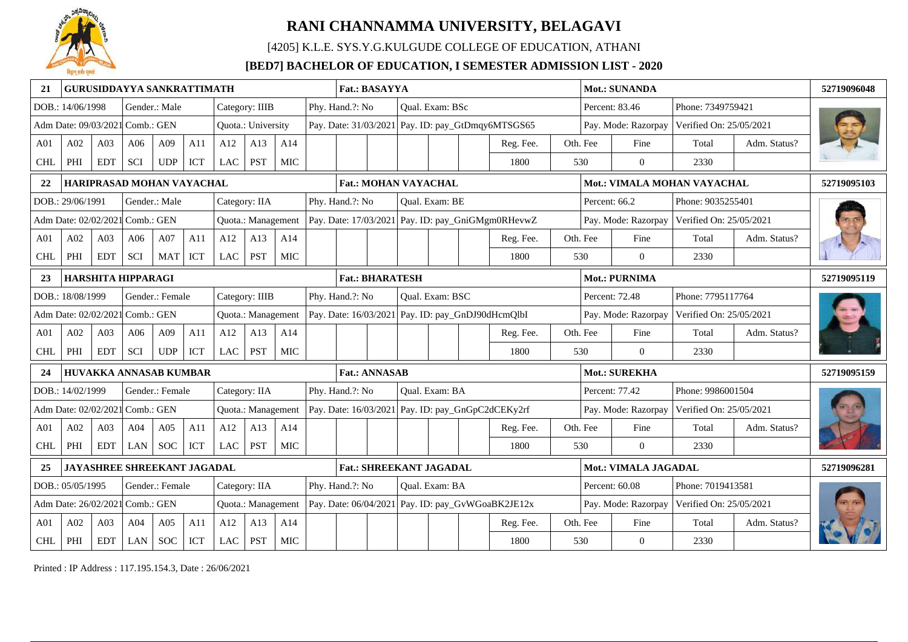# RANI CHANNAMMA UNIVERSITY, BELAGAVI

[4205] K.L.E. SYS.Y.G.KULGUDE COLLEGE OF EDUCATION, ATHANI

## [BED7] BACHELOR OF EDUCATION, I SEMESTER ADMISSION LIST - 2020

| 21 | GURUSIDDAYYA SANKRATTIMATH | | | | | | | | Fat.: BASAYYA | | | | | | | Mot.: SUNANDA | | | | 52719096048 |
|---|---|---|---|---|---|---|---|---|---|---|---|---|---|---|---|---|---|---|---|---|
| DOB.: 14/06/1998 | | Gender.: Male | | | Category: IIIB | | | | Phy. Hand.?: No | | Qual. Exam: BSc | | | | | Percent: 83.46 | | Phone: 7349759421 | | |
| Adm Date: 09/03/2021 | | Comb.: GEN | | | Quota.: University | | | | Pay. Date: 31/03/2021 | | Pay. ID: pay_GtDmqy6MTSGS65 | | | | | Pay. Mode: Razorpay | | Verified On: 25/05/2021 | | |
| A01 | A02 | A03 | A06 | A09 | A11 | A12 | A13 | A14 | | | | | | | Reg. Fee. | Oth. Fee | Fine | Total | Adm. Status? | |
| CHL | PHI | EDT | SCI | UDP | ICT | LAC | PST | MIC | | | | | | | 1800 | 530 | 0 | 2330 | | |
| 22 | HARIPRASAD MOHAN VAYACHAL | | | | | | | | Fat.: MOHAN VAYACHAL | | | | | | | Mot.: VIMALA MOHAN VAYACHAL | | | | 52719095103 |
| DOB.: 29/06/1991 | | Gender.: Male | | | Category: IIA | | | | Phy. Hand.?: No | | Qual. Exam: BE | | | | | Percent: 66.2 | | Phone: 9035255401 | | |
| Adm Date: 02/02/2021 | | Comb.: GEN | | | Quota.: Management | | | | Pay. Date: 17/03/2021 | | Pay. ID: pay_GniGMgm0RHevwZ | | | | | Pay. Mode: Razorpay | | Verified On: 25/05/2021 | | |
| A01 | A02 | A03 | A06 | A07 | A11 | A12 | A13 | A14 | | | | | | | Reg. Fee. | Oth. Fee | Fine | Total | Adm. Status? | |
| CHL | PHI | EDT | SCI | MAT | ICT | LAC | PST | MIC | | | | | | | 1800 | 530 | 0 | 2330 | | |
| 23 | HARSHITA HIPPARAGI | | | | | | | | Fat.: BHARATESH | | | | | | | Mot.: PURNIMA | | | | 52719095119 |
| DOB.: 18/08/1999 | | Gender.: Female | | | Category: IIIB | | | | Phy. Hand.?: No | | Qual. Exam: BSC | | | | | Percent: 72.48 | | Phone: 7795117764 | | |
| Adm Date: 02/02/2021 | | Comb.: GEN | | | Quota.: Management | | | | Pay. Date: 16/03/2021 | | Pay. ID: pay_GnDJ90dHcmQlbI | | | | | Pay. Mode: Razorpay | | Verified On: 25/05/2021 | | |
| A01 | A02 | A03 | A06 | A09 | A11 | A12 | A13 | A14 | | | | | | | Reg. Fee. | Oth. Fee | Fine | Total | Adm. Status? | |
| CHL | PHI | EDT | SCI | UDP | ICT | LAC | PST | MIC | | | | | | | 1800 | 530 | 0 | 2330 | | |
| 24 | HUVAKKA ANNASAB KUMBAR | | | | | | | | Fat.: ANNASAB | | | | | | | Mot.: SUREKHA | | | | 52719095159 |
| DOB.: 14/02/1999 | | Gender.: Female | | | Category: IIA | | | | Phy. Hand.?: No | | Qual. Exam: BA | | | | | Percent: 77.42 | | Phone: 9986001504 | | |
| Adm Date: 02/02/2021 | | Comb.: GEN | | | Quota.: Management | | | | Pay. Date: 16/03/2021 | | Pay. ID: pay_GnGpC2dCEKy2rf | | | | | Pay. Mode: Razorpay | | Verified On: 25/05/2021 | | |
| A01 | A02 | A03 | A04 | A05 | A11 | A12 | A13 | A14 | | | | | | | Reg. Fee. | Oth. Fee | Fine | Total | Adm. Status? | |
| CHL | PHI | EDT | LAN | SOC | ICT | LAC | PST | MIC | | | | | | | 1800 | 530 | 0 | 2330 | | |
| 25 | JAYASHREE SHREEKANT JAGADAL | | | | | | | | Fat.: SHREEKANT JAGADAL | | | | | | | Mot.: VIMALA JAGADAL | | | | 52719096281 |
| DOB.: 05/05/1995 | | Gender.: Female | | | Category: IIA | | | | Phy. Hand.?: No | | Qual. Exam: BA | | | | | Percent: 60.08 | | Phone: 7019413581 | | |
| Adm Date: 26/02/2021 | | Comb.: GEN | | | Quota.: Management | | | | Pay. Date: 06/04/2021 | | Pay. ID: pay_GvWGoaBK2JE12x | | | | | Pay. Mode: Razorpay | | Verified On: 25/05/2021 | | |
| A01 | A02 | A03 | A04 | A05 | A11 | A12 | A13 | A14 | | | | | | | Reg. Fee. | Oth. Fee | Fine | Total | Adm. Status? | |
| CHL | PHI | EDT | LAN | SOC | ICT | LAC | PST | MIC | | | | | | | 1800 | 530 | 0 | 2330 | | |

Printed : IP Address : 117.195.154.3, Date : 26/06/2021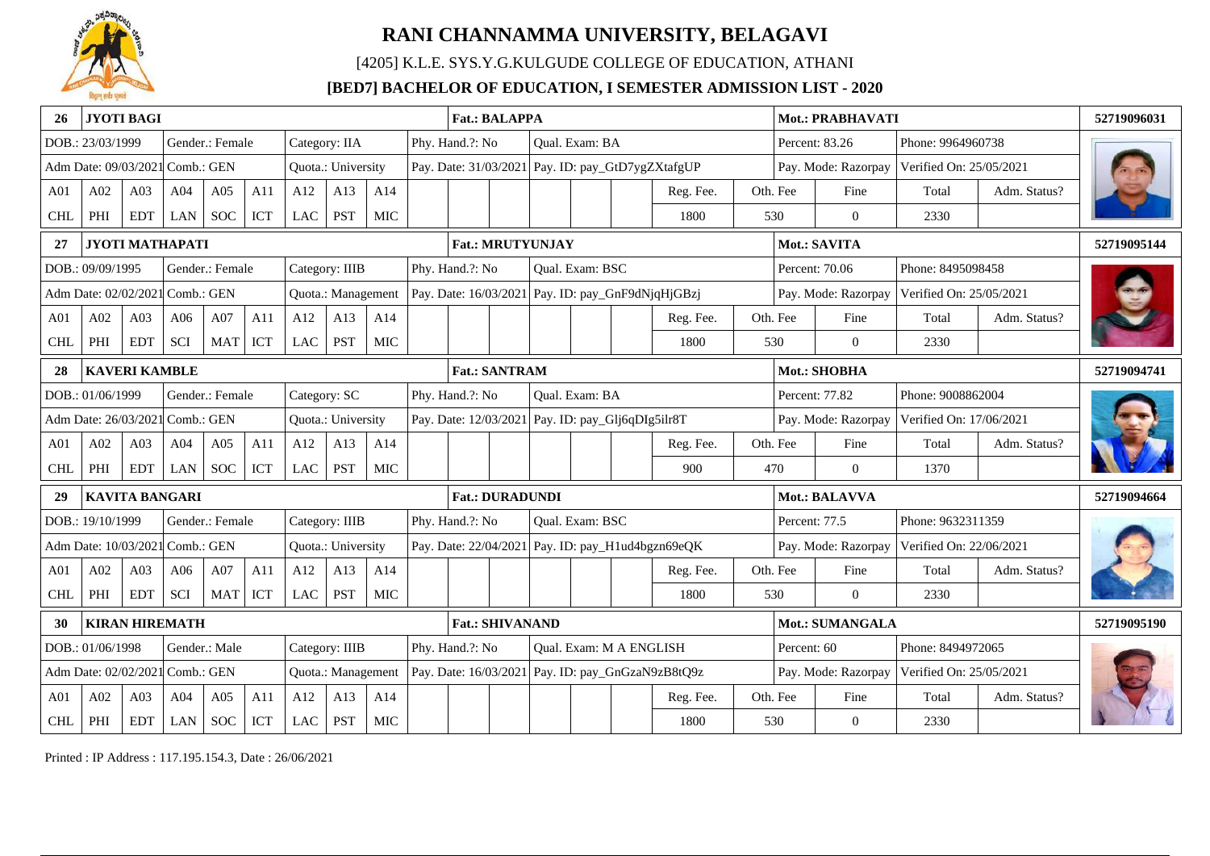# RANI CHANNAMMA UNIVERSITY, BELAGAVI

[4205] K.L.E. SYS.Y.G.KULGUDE COLLEGE OF EDUCATION, ATHANI

**[BED7] BACHELOR OF EDUCATION, I SEMESTER ADMISSION LIST - 2020**

| 26 | JYOTI BAGI | | | | | | | | Fat.: BALAPPA | | | | | | | Mot.: PRABHAVATI | | | | 52719096031 |
|---|---|---|---|---|---|---|---|---|---|---|---|---|---|---|---|---|---|---|---|---|
| DOB.: 23/03/1999 | | | Gender.: Female | | | Category: IIA | | | Phy. Hand.?: No | | | Qual. Exam: BA | | | | Percent: 83.26 | | Phone: 9964960738 | | |
| Adm Date: 09/03/2021 | | | Comb.: GEN | | | Quota.: University | | | Pay. Date: 31/03/2021 | | | Pay. ID: pay_GtD7ygZXtafgUP | | | | Pay. Mode: Razorpay | | Verified On: 25/05/2021 | | |
| A01 | A02 | A03 | A04 | A05 | A11 | A12 | A13 | A14 | | | | | | | Reg. Fee. | Oth. Fee | Fine | Total | Adm. Status? | |
| CHL | PHI | EDT | LAN | SOC | ICT | LAC | PST | MIC | | | | | | | 1800 | 530 | 0 | 2330 | | |

| 27 | JYOTI MATHAPATI | | | | | | | | Fat.: MRUTYUNJAY | | | | | | | Mot.: SAVITA | | | | 52719095144 |
|---|---|---|---|---|---|---|---|---|---|---|---|---|---|---|---|---|---|---|---|---|
| DOB.: 09/09/1995 | | | Gender.: Female | | | Category: IIIB | | | Phy. Hand.?: No | | | Qual. Exam: BSC | | | | Percent: 70.06 | | Phone: 8495098458 | | |
| Adm Date: 02/02/2021 | | | Comb.: GEN | | | Quota.: Management | | | Pay. Date: 16/03/2021 | | | Pay. ID: pay_GnF9dNjqHjGBzj | | | | Pay. Mode: Razorpay | | Verified On: 25/05/2021 | | |
| A01 | A02 | A03 | A06 | A07 | A11 | A12 | A13 | A14 | | | | | | | Reg. Fee. | Oth. Fee | Fine | Total | Adm. Status? | |
| CHL | PHI | EDT | SCI | MAT | ICT | LAC | PST | MIC | | | | | | | 1800 | 530 | 0 | 2330 | | |

| 28 | KAVERI KAMBLE | | | | | | | | Fat.: SANTRAM | | | | | | | Mot.: SHOBHA | | | | 52719094741 |
|---|---|---|---|---|---|---|---|---|---|---|---|---|---|---|---|---|---|---|---|---|
| DOB.: 01/06/1999 | | | Gender.: Female | | | Category: SC | | | Phy. Hand.?: No | | | Qual. Exam: BA | | | | Percent: 77.82 | | Phone: 9008862004 | | |
| Adm Date: 26/03/2021 | | | Comb.: GEN | | | Quota.: University | | | Pay. Date: 12/03/2021 | | | Pay. ID: pay_Glj6qDIg5ilr8T | | | | Pay. Mode: Razorpay | | Verified On: 17/06/2021 | | |
| A01 | A02 | A03 | A04 | A05 | A11 | A12 | A13 | A14 | | | | | | | Reg. Fee. | Oth. Fee | Fine | Total | Adm. Status? | |
| CHL | PHI | EDT | LAN | SOC | ICT | LAC | PST | MIC | | | | | | | 900 | 470 | 0 | 1370 | | |

| 29 | KAVITA BANGARI | | | | | | | | Fat.: DURADUNDI | | | | | | | Mot.: BALAVVA | | | | 52719094664 |
|---|---|---|---|---|---|---|---|---|---|---|---|---|---|---|---|---|---|---|---|---|
| DOB.: 19/10/1999 | | | Gender.: Female | | | Category: IIIB | | | Phy. Hand.?: No | | | Qual. Exam: BSC | | | | Percent: 77.5 | | Phone: 9632311359 | | |
| Adm Date: 10/03/2021 | | | Comb.: GEN | | | Quota.: University | | | Pay. Date: 22/04/2021 | | | Pay. ID: pay_H1ud4bgzn69eQK | | | | Pay. Mode: Razorpay | | Verified On: 22/06/2021 | | |
| A01 | A02 | A03 | A06 | A07 | A11 | A12 | A13 | A14 | | | | | | | Reg. Fee. | Oth. Fee | Fine | Total | Adm. Status? | |
| CHL | PHI | EDT | SCI | MAT | ICT | LAC | PST | MIC | | | | | | | 1800 | 530 | 0 | 2330 | | |

| 30 | KIRAN HIREMATH | | | | | | | | Fat.: SHIVANAND | | | | | | | Mot.: SUMANGALA | | | | 52719095190 |
|---|---|---|---|---|---|---|---|---|---|---|---|---|---|---|---|---|---|---|---|---|
| DOB.: 01/06/1998 | | | Gender.: Male | | | Category: IIIB | | | Phy. Hand.?: No | | | Qual. Exam: M A ENGLISH | | | | Percent: 60 | | Phone: 8494972065 | | |
| Adm Date: 02/02/2021 | | | Comb.: GEN | | | Quota.: Management | | | Pay. Date: 16/03/2021 | | | Pay. ID: pay_GnGzaN9zB8tQ9z | | | | Pay. Mode: Razorpay | | Verified On: 25/05/2021 | | |
| A01 | A02 | A03 | A04 | A05 | A11 | A12 | A13 | A14 | | | | | | | Reg. Fee. | Oth. Fee | Fine | Total | Adm. Status? | |
| CHL | PHI | EDT | LAN | SOC | ICT | LAC | PST | MIC | | | | | | | 1800 | 530 | 0 | 2330 | | |

Printed : IP Address : 117.195.154.3, Date : 26/06/2021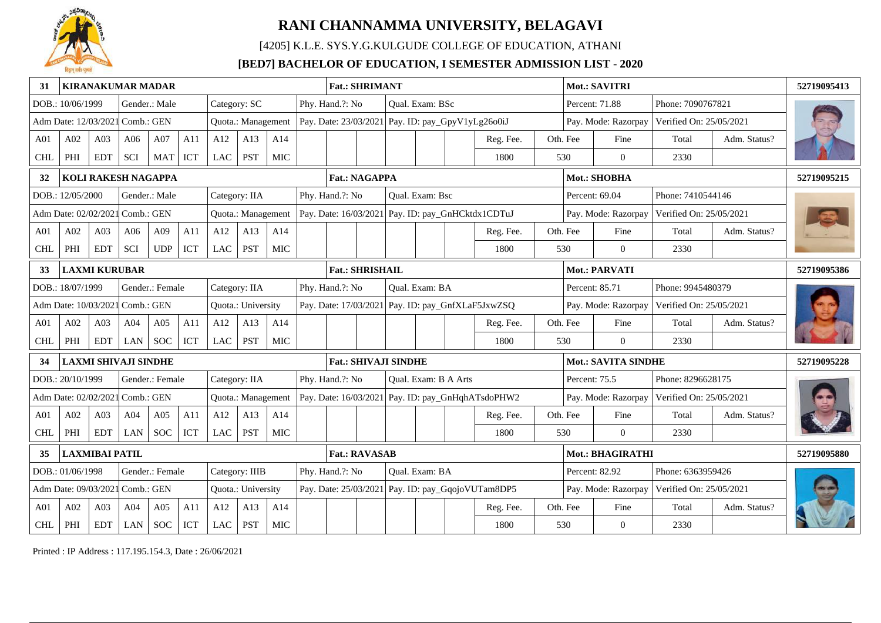# RANI CHANNAMMA UNIVERSITY, BELAGAVI

[4205] K.L.E. SYS.Y.G.KULGUDE COLLEGE OF EDUCATION, ATHANI

**[BED7] BACHELOR OF EDUCATION, I SEMESTER ADMISSION LIST - 2020**

| 31 | KIRANAKUMAR MADAR | | | | | | | | | | | | | | | Fat.: SHRIMANT | | Mot.: SAVITRI | | | 52719095413 |
|---|---|---|---|---|---|---|---|---|---|---|---|---|---|---|---|---|---|---|---|---|---|
| DOB.: 10/06/1999 | | Gender.: Male | | | Category: SC | | | Phy. Hand.?: No | | | Qual. Exam: BSc | | | | | | | Percent: 71.88 | Phone: 7090767821 | | |
| Adm Date: 12/03/2021 | | Comb.: GEN | | | Quota.: Management | | | Pay. Date: 23/03/2021 | | | Pay. ID: pay_GpyV1yLg26o0iJ | | | | | | | Pay. Mode: Razorpay | Verified On: 25/05/2021 | | |
| A01 | A02 | A03 | A06 | A07 | A11 | A12 | A13 | A14 | | | | | | | Reg. Fee. | Oth. Fee | | Fine | Total | Adm. Status? | |
| CHL | PHI | EDT | SCI | MAT | ICT | LAC | PST | MIC | | | | | | | 1800 | 530 | | 0 | 2330 | | |

| 32 | KOLI RAKESH NAGAPPA | | | | | | | | | | | | | | | Fat.: NAGAPPA | | Mot.: SHOBHA | | | 52719095215 |
|---|---|---|---|---|---|---|---|---|---|---|---|---|---|---|---|---|---|---|---|---|---|
| DOB.: 12/05/2000 | | Gender.: Male | | | Category: IIA | | | Phy. Hand.?: No | | | Qual. Exam: Bsc | | | | | | | Percent: 69.04 | Phone: 7410544146 | | |
| Adm Date: 02/02/2021 | | Comb.: GEN | | | Quota.: Management | | | Pay. Date: 16/03/2021 | | | Pay. ID: pay_GnHCktdx1CDTuJ | | | | | | | Pay. Mode: Razorpay | Verified On: 25/05/2021 | | |
| A01 | A02 | A03 | A06 | A09 | A11 | A12 | A13 | A14 | | | | | | | Reg. Fee. | Oth. Fee | | Fine | Total | Adm. Status? | |
| CHL | PHI | EDT | SCI | UDP | ICT | LAC | PST | MIC | | | | | | | 1800 | 530 | | 0 | 2330 | | |

| 33 | LAXMI KURUBAR | | | | | | | | | | | | | | | Fat.: SHRISHAIL | | Mot.: PARVATI | | | 52719095386 |
|---|---|---|---|---|---|---|---|---|---|---|---|---|---|---|---|---|---|---|---|---|---|
| DOB.: 18/07/1999 | | Gender.: Female | | | Category: IIA | | | Phy. Hand.?: No | | | Qual. Exam: BA | | | | | | | Percent: 85.71 | Phone: 9945480379 | | |
| Adm Date: 10/03/2021 | | Comb.: GEN | | | Quota.: University | | | Pay. Date: 17/03/2021 | | | Pay. ID: pay_GnfXLaF5JxwZSQ | | | | | | | Pay. Mode: Razorpay | Verified On: 25/05/2021 | | |
| A01 | A02 | A03 | A04 | A05 | A11 | A12 | A13 | A14 | | | | | | | Reg. Fee. | Oth. Fee | | Fine | Total | Adm. Status? | |
| CHL | PHI | EDT | LAN | SOC | ICT | LAC | PST | MIC | | | | | | | 1800 | 530 | | 0 | 2330 | | |

| 34 | LAXMI SHIVAJI SINDHE | | | | | | | | | | | | | | | Fat.: SHIVAJI SINDHE | | Mot.: SAVITA SINDHE | | | 52719095228 |
|---|---|---|---|---|---|---|---|---|---|---|---|---|---|---|---|---|---|---|---|---|---|
| DOB.: 20/10/1999 | | Gender.: Female | | | Category: IIA | | | Phy. Hand.?: No | | | Qual. Exam: B A Arts | | | | | | | Percent: 75.5 | Phone: 8296628175 | | |
| Adm Date: 02/02/2021 | | Comb.: GEN | | | Quota.: Management | | | Pay. Date: 16/03/2021 | | | Pay. ID: pay_GnHqhATsdoPHW2 | | | | | | | Pay. Mode: Razorpay | Verified On: 25/05/2021 | | |
| A01 | A02 | A03 | A04 | A05 | A11 | A12 | A13 | A14 | | | | | | | Reg. Fee. | Oth. Fee | | Fine | Total | Adm. Status? | |
| CHL | PHI | EDT | LAN | SOC | ICT | LAC | PST | MIC | | | | | | | 1800 | 530 | | 0 | 2330 | | |

| 35 | LAXMIBAI PATIL | | | | | | | | | | | | | | | Fat.: RAVASAB | | Mot.: BHAGIRATHI | | | 52719095880 |
|---|---|---|---|---|---|---|---|---|---|---|---|---|---|---|---|---|---|---|---|---|---|
| DOB.: 01/06/1998 | | Gender.: Female | | | Category: IIIB | | | Phy. Hand.?: No | | | Qual. Exam: BA | | | | | | | Percent: 82.92 | Phone: 6363959426 | | |
| Adm Date: 09/03/2021 | | Comb.: GEN | | | Quota.: University | | | Pay. Date: 25/03/2021 | | | Pay. ID: pay_GqojoVUTam8DP5 | | | | | | | Pay. Mode: Razorpay | Verified On: 25/05/2021 | | |
| A01 | A02 | A03 | A04 | A05 | A11 | A12 | A13 | A14 | | | | | | | Reg. Fee. | Oth. Fee | | Fine | Total | Adm. Status? | |
| CHL | PHI | EDT | LAN | SOC | ICT | LAC | PST | MIC | | | | | | | 1800 | 530 | | 0 | 2330 | | |

Printed : IP Address : 117.195.154.3, Date : 26/06/2021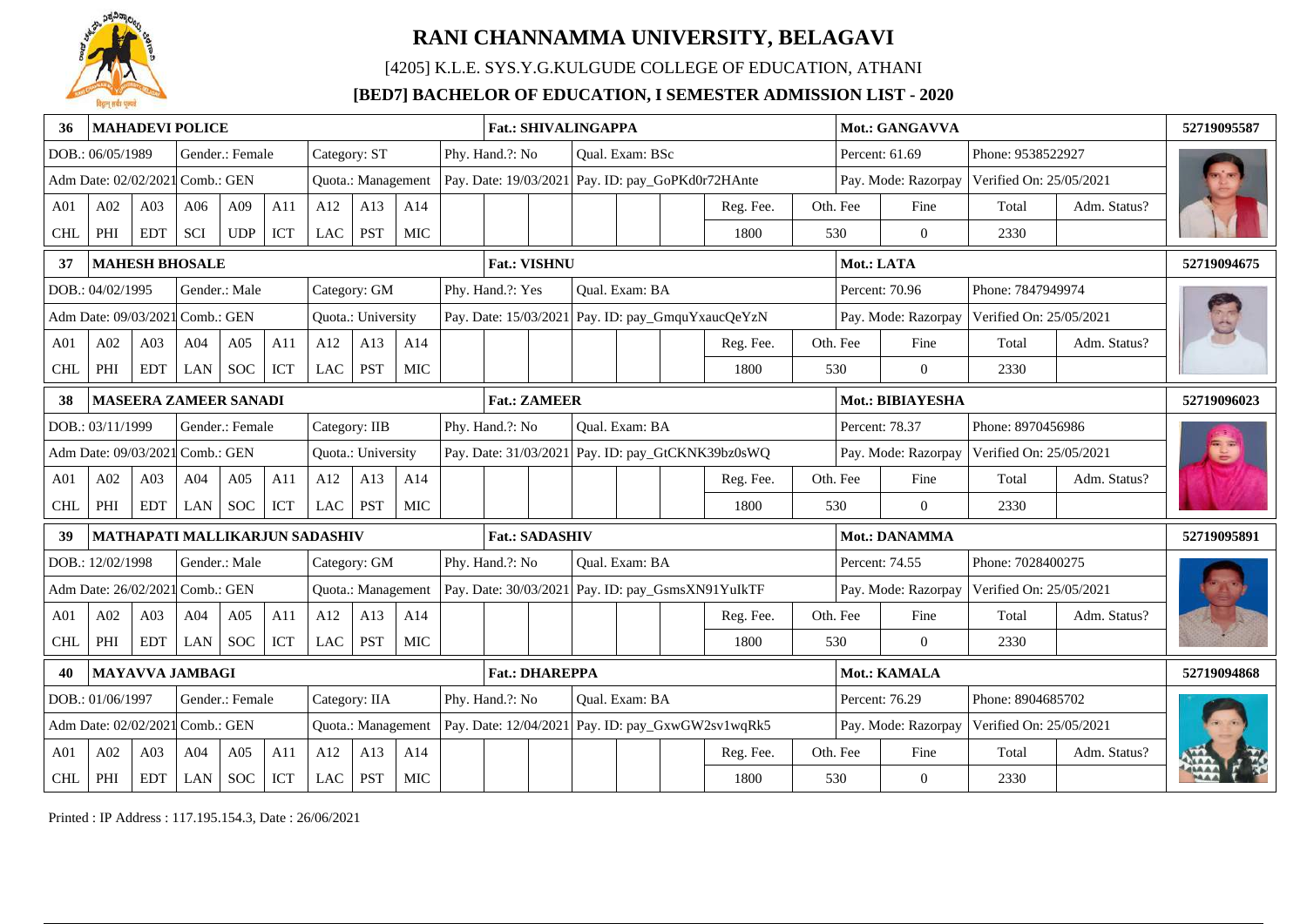# RANI CHANNAMMA UNIVERSITY, BELAGAVI

[4205] K.L.E. SYS.Y.G.KULGUDE COLLEGE OF EDUCATION, ATHANI

**[BED7] BACHELOR OF EDUCATION, I SEMESTER ADMISSION LIST - 2020**

| 36 | **MAHADEVI POLICE** | | | | | | | | | **Fat.: SHIVALINGAPPA** | | | | | | | **Mot.: GANGAVVA** | | | | **52719095587** |
|---|---|---|---|---|---|---|---|---|---|---|---|---|---|---|---|---|---|---|---|---|---|
| DOB.: 06/05/1989 | | | Gender.: Female | | | Category: ST | | | Phy. Hand.?: No | | | Qual. Exam: BSc | | | | | Percent: 61.69 | | Phone: 9538522927 | | |
| Adm Date: 02/02/2021 | | | Comb.: GEN | | | Quota.: Management | | | Pay. Date: 19/03/2021 | | | Pay. ID: pay_GoPKd0r72HAnte | | | | | Pay. Mode: Razorpay | | Verified On: 25/05/2021 | | |
| A01 | A02 | A03 | A06 | A09 | A11 | A12 | A13 | A14 | | | | | | | Reg. Fee. | Oth. Fee | Fine | | Total | Adm. Status? | |
| CHL | PHI | EDT | SCI | UDP | ICT | LAC | PST | MIC | | | | | | | 1800 | 530 | 0 | | 2330 | | |

| 37 | **MAHESH BHOSALE** | | | | | | | | | **Fat.: VISHNU** | | | | | | | **Mot.: LATA** | | | | **52719094675** |
|---|---|---|---|---|---|---|---|---|---|---|---|---|---|---|---|---|---|---|---|---|---|
| DOB.: 04/02/1995 | | | Gender.: Male | | | Category: GM | | | Phy. Hand.?: Yes | | | Qual. Exam: BA | | | | | Percent: 70.96 | | Phone: 7847949974 | | |
| Adm Date: 09/03/2021 | | | Comb.: GEN | | | Quota.: University | | | Pay. Date: 15/03/2021 | | | Pay. ID: pay_GmquYxaucQeYzN | | | | | Pay. Mode: Razorpay | | Verified On: 25/05/2021 | | |
| A01 | A02 | A03 | A04 | A05 | A11 | A12 | A13 | A14 | | | | | | | Reg. Fee. | Oth. Fee | Fine | | Total | Adm. Status? | |
| CHL | PHI | EDT | LAN | SOC | ICT | LAC | PST | MIC | | | | | | | 1800 | 530 | 0 | | 2330 | | |

| 38 | **MASEERA ZAMEER SANADI** | | | | | | | | | **Fat.: ZAMEER** | | | | | | | **Mot.: BIBIAYESHA** | | | | **52719096023** |
|---|---|---|---|---|---|---|---|---|---|---|---|---|---|---|---|---|---|---|---|---|---|
| DOB.: 03/11/1999 | | | Gender.: Female | | | Category: IIB | | | Phy. Hand.?: No | | | Qual. Exam: BA | | | | | Percent: 78.37 | | Phone: 8970456986 | | |
| Adm Date: 09/03/2021 | | | Comb.: GEN | | | Quota.: University | | | Pay. Date: 31/03/2021 | | | Pay. ID: pay_GtCKNK39bz0sWQ | | | | | Pay. Mode: Razorpay | | Verified On: 25/05/2021 | | |
| A01 | A02 | A03 | A04 | A05 | A11 | A12 | A13 | A14 | | | | | | | Reg. Fee. | Oth. Fee | Fine | | Total | Adm. Status? | |
| CHL | PHI | EDT | LAN | SOC | ICT | LAC | PST | MIC | | | | | | | 1800 | 530 | 0 | | 2330 | | |

| 39 | **MATHAPATI MALLIKARJUN SADASHIV** | | | | | | | | | **Fat.: SADASHIV** | | | | | | | **Mot.: DANAMMA** | | | | **52719095891** |
|---|---|---|---|---|---|---|---|---|---|---|---|---|---|---|---|---|---|---|---|---|---|
| DOB.: 12/02/1998 | | | Gender.: Male | | | Category: GM | | | Phy. Hand.?: No | | | Qual. Exam: BA | | | | | Percent: 74.55 | | Phone: 7028400275 | | |
| Adm Date: 26/02/2021 | | | Comb.: GEN | | | Quota.: Management | | | Pay. Date: 30/03/2021 | | | Pay. ID: pay_GsmsXN91YuIkTF | | | | | Pay. Mode: Razorpay | | Verified On: 25/05/2021 | | |
| A01 | A02 | A03 | A04 | A05 | A11 | A12 | A13 | A14 | | | | | | | Reg. Fee. | Oth. Fee | Fine | | Total | Adm. Status? | |
| CHL | PHI | EDT | LAN | SOC | ICT | LAC | PST | MIC | | | | | | | 1800 | 530 | 0 | | 2330 | | |

| 40 | **MAYAVVA JAMBAGI** | | | | | | | | | **Fat.: DHAREPPA** | | | | | | | **Mot.: KAMALA** | | | | **52719094868** |
|---|---|---|---|---|---|---|---|---|---|---|---|---|---|---|---|---|---|---|---|---|---|
| DOB.: 01/06/1997 | | | Gender.: Female | | | Category: IIA | | | Phy. Hand.?: No | | | Qual. Exam: BA | | | | | Percent: 76.29 | | Phone: 8904685702 | | |
| Adm Date: 02/02/2021 | | | Comb.: GEN | | | Quota.: Management | | | Pay. Date: 12/04/2021 | | | Pay. ID: pay_GxwGW2sv1wqRk5 | | | | | Pay. Mode: Razorpay | | Verified On: 25/05/2021 | | |
| A01 | A02 | A03 | A04 | A05 | A11 | A12 | A13 | A14 | | | | | | | Reg. Fee. | Oth. Fee | Fine | | Total | Adm. Status? | |
| CHL | PHI | EDT | LAN | SOC | ICT | LAC | PST | MIC | | | | | | | 1800 | 530 | 0 | | 2330 | | |

Printed : IP Address : 117.195.154.3, Date : 26/06/2021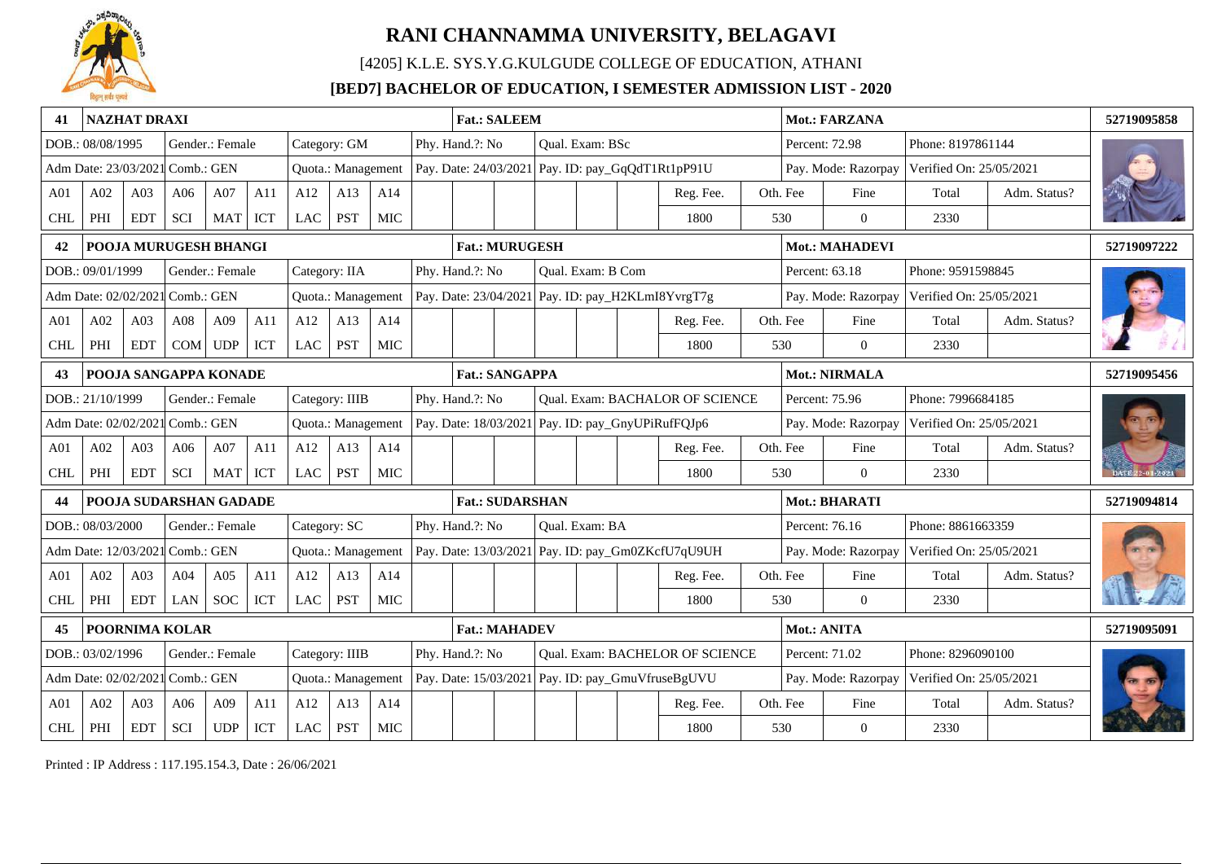# RANI CHANNAMMA UNIVERSITY, BELAGAVI

[4205] K.L.E. SYS.Y.G.KULGUDE COLLEGE OF EDUCATION, ATHANI

**[BED7] BACHELOR OF EDUCATION, I SEMESTER ADMISSION LIST - 2020**

| 41 | NAZHAT DRAXI | | | | | | | | Fat.: SALEEM | | | | | | | Mot.: FARZANA | | | 52719095858 |
|---|---|---|---|---|---|---|---|---|---|---|---|---|---|---|---|---|---|---|---|
| DOB.: 08/08/1995 | | | Gender.: Female | | | Category: GM | | | Phy. Hand.?: No | | | Qual. Exam: BSc | | | | Percent: 72.98 | | Phone: 8197861144 | |
| Adm Date: 23/03/2021 | | | Comb.: GEN | | | Quota.: Management | | | Pay. Date: 24/03/2021 | | | Pay. ID: pay_GqQdT1Rt1pP91U | | | | Pay. Mode: Razorpay | | Verified On: 25/05/2021 | |
| A01 | A02 | A03 | A06 | A07 | A11 | A12 | A13 | A14 | | | | | | Reg. Fee. | Oth. Fee | Fine | Total | Adm. Status? | |
| CHL | PHI | EDT | SCI | MAT | ICT | LAC | PST | MIC | | | | | | 1800 | 530 | 0 | 2330 | | |

| 42 | POOJA MURUGESH BHANGI | | | | | | | | Fat.: MURUGESH | | | | | | | Mot.: MAHADEVI | | | 52719097222 |
|---|---|---|---|---|---|---|---|---|---|---|---|---|---|---|---|---|---|---|---|
| DOB.: 09/01/1999 | | | Gender.: Female | | | Category: IIA | | | Phy. Hand.?: No | | | Qual. Exam: B Com | | | | Percent: 63.18 | | Phone: 9591598845 | |
| Adm Date: 02/02/2021 | | | Comb.: GEN | | | Quota.: Management | | | Pay. Date: 23/04/2021 | | | Pay. ID: pay_H2KLmI8YvrgT7g | | | | Pay. Mode: Razorpay | | Verified On: 25/05/2021 | |
| A01 | A02 | A03 | A08 | A09 | A11 | A12 | A13 | A14 | | | | | | Reg. Fee. | Oth. Fee | Fine | Total | Adm. Status? | |
| CHL | PHI | EDT | COM | UDP | ICT | LAC | PST | MIC | | | | | | 1800 | 530 | 0 | 2330 | | |

| 43 | POOJA SANGAPPA KONADE | | | | | | | | Fat.: SANGAPPA | | | | | | | Mot.: NIRMALA | | | 52719095456 |
|---|---|---|---|---|---|---|---|---|---|---|---|---|---|---|---|---|---|---|---|
| DOB.: 21/10/1999 | | | Gender.: Female | | | Category: IIIB | | | Phy. Hand.?: No | | | Qual. Exam: BACHALOR OF SCIENCE | | | | Percent: 75.96 | | Phone: 7996684185 | |
| Adm Date: 02/02/2021 | | | Comb.: GEN | | | Quota.: Management | | | Pay. Date: 18/03/2021 | | | Pay. ID: pay_GnyUPiRufFQJp6 | | | | Pay. Mode: Razorpay | | Verified On: 25/05/2021 | |
| A01 | A02 | A03 | A06 | A07 | A11 | A12 | A13 | A14 | | | | | | Reg. Fee. | Oth. Fee | Fine | Total | Adm. Status? | |
| CHL | PHI | EDT | SCI | MAT | ICT | LAC | PST | MIC | | | | | | 1800 | 530 | 0 | 2330 | | |

| 44 | POOJA SUDARSHAN GADADE | | | | | | | | Fat.: SUDARSHAN | | | | | | | Mot.: BHARATI | | | 52719094814 |
|---|---|---|---|---|---|---|---|---|---|---|---|---|---|---|---|---|---|---|---|
| DOB.: 08/03/2000 | | | Gender.: Female | | | Category: SC | | | Phy. Hand.?: No | | | Qual. Exam: BA | | | | Percent: 76.16 | | Phone: 8861663359 | |
| Adm Date: 12/03/2021 | | | Comb.: GEN | | | Quota.: Management | | | Pay. Date: 13/03/2021 | | | Pay. ID: pay_Gm0ZKcfU7qU9UH | | | | Pay. Mode: Razorpay | | Verified On: 25/05/2021 | |
| A01 | A02 | A03 | A04 | A05 | A11 | A12 | A13 | A14 | | | | | | Reg. Fee. | Oth. Fee | Fine | Total | Adm. Status? | |
| CHL | PHI | EDT | LAN | SOC | ICT | LAC | PST | MIC | | | | | | 1800 | 530 | 0 | 2330 | | |

| 45 | POORNIMA KOLAR | | | | | | | | Fat.: MAHADEV | | | | | | | Mot.: ANITA | | | 52719095091 |
|---|---|---|---|---|---|---|---|---|---|---|---|---|---|---|---|---|---|---|---|
| DOB.: 03/02/1996 | | | Gender.: Female | | | Category: IIIB | | | Phy. Hand.?: No | | | Qual. Exam: BACHELOR OF SCIENCE | | | | Percent: 71.02 | | Phone: 8296090100 | |
| Adm Date: 02/02/2021 | | | Comb.: GEN | | | Quota.: Management | | | Pay. Date: 15/03/2021 | | | Pay. ID: pay_GmuVfruseBgUVU | | | | Pay. Mode: Razorpay | | Verified On: 25/05/2021 | |
| A01 | A02 | A03 | A06 | A09 | A11 | A12 | A13 | A14 | | | | | | Reg. Fee. | Oth. Fee | Fine | Total | Adm. Status? | |
| CHL | PHI | EDT | SCI | UDP | ICT | LAC | PST | MIC | | | | | | 1800 | 530 | 0 | 2330 | | |

Printed : IP Address : 117.195.154.3, Date : 26/06/2021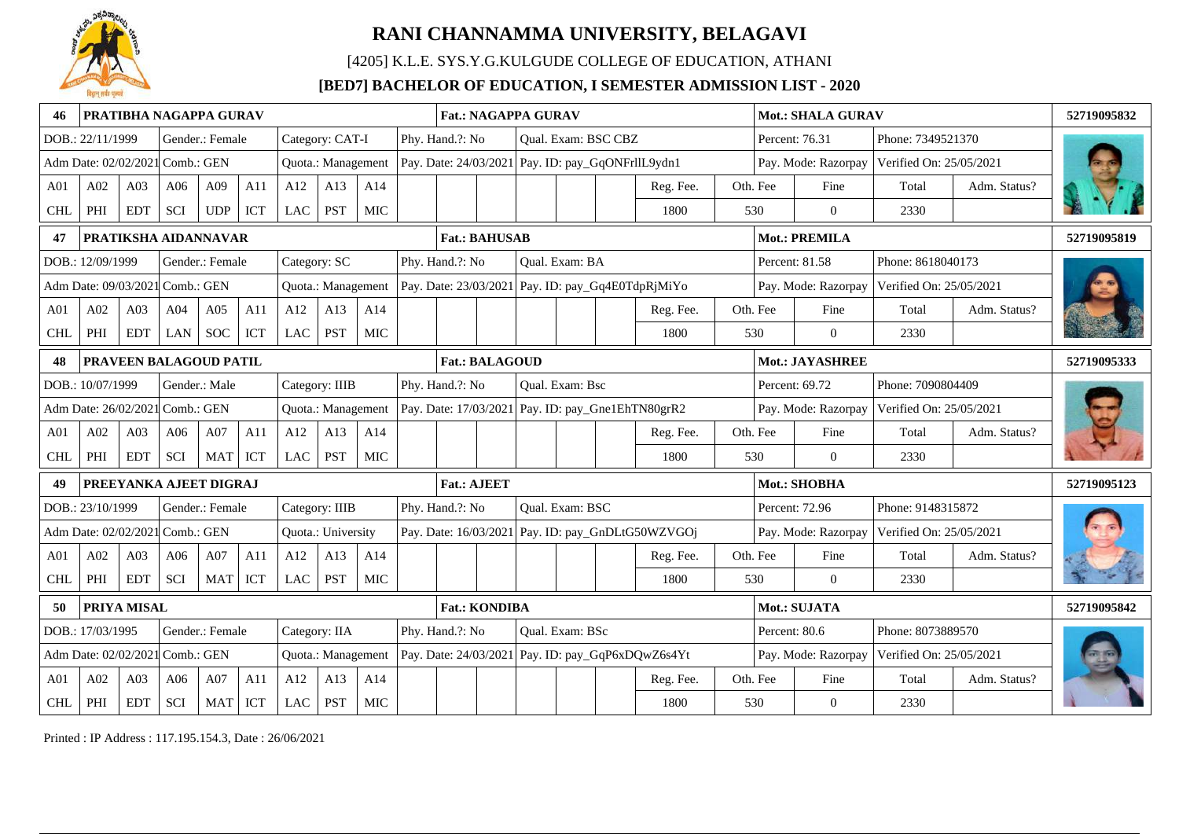# RANI CHANNAMMA UNIVERSITY, BELAGAVI

[4205] K.L.E. SYS.Y.G.KULGUDE COLLEGE OF EDUCATION, ATHANI

**[BED7] BACHELOR OF EDUCATION, I SEMESTER ADMISSION LIST - 2020**

| 46 | PRATIBHA NAGAPPA GURAV | | | | | | | | Fat.: NAGAPPA GURAV | | | | | | | | Mot.: SHALA GURAV | | | 52719095832 |
|---|---|---|---|---|---|---|---|---|---|---|---|---|---|---|---|---|---|---|---|---|
| DOB.: 22/11/1999 | | | Gender.: Female | | | Category: CAT-I | | | Phy. Hand.?: No | | | Qual. Exam: BSC CBZ | | | | | Percent: 76.31 | Phone: 7349521370 | | |
| Adm Date: 02/02/2021 Comb.: GEN | | | | | | Quota.: Management | | | Pay. Date: 24/03/2021 | | | Pay. ID: pay_GqONFrllL9ydn1 | | | | | Pay. Mode: Razorpay | Verified On: 25/05/2021 | | |
| A01 | A02 | A03 | A06 | A09 | A11 | A12 | A13 | A14 | | | | | | | Reg. Fee. | Oth. Fee | Fine | Total | Adm. Status? | |
| CHL | PHI | EDT | SCI | UDP | ICT | LAC | PST | MIC | | | | | | | 1800 | 530 | 0 | 2330 | | |

| 47 | PRATIKSHA AIDANNAVAR | | | | | | | | Fat.: BAHUSAB | | | | | | | | Mot.: PREMILA | | | 52719095819 |
|---|---|---|---|---|---|---|---|---|---|---|---|---|---|---|---|---|---|---|---|---|
| DOB.: 12/09/1999 | | | Gender.: Female | | | Category: SC | | | Phy. Hand.?: No | | | Qual. Exam: BA | | | | | Percent: 81.58 | Phone: 8618040173 | | |
| Adm Date: 09/03/2021 Comb.: GEN | | | | | | Quota.: Management | | | Pay. Date: 23/03/2021 | | | Pay. ID: pay_Gq4E0TdpRjMiYo | | | | | Pay. Mode: Razorpay | Verified On: 25/05/2021 | | |
| A01 | A02 | A03 | A04 | A05 | A11 | A12 | A13 | A14 | | | | | | | Reg. Fee. | Oth. Fee | Fine | Total | Adm. Status? | |
| CHL | PHI | EDT | LAN | SOC | ICT | LAC | PST | MIC | | | | | | | 1800 | 530 | 0 | 2330 | | |

| 48 | PRAVEEN BALAGOUD PATIL | | | | | | | | Fat.: BALAGOUD | | | | | | | | Mot.: JAYASHREE | | | 52719095333 |
|---|---|---|---|---|---|---|---|---|---|---|---|---|---|---|---|---|---|---|---|---|
| DOB.: 10/07/1999 | | | Gender.: Male | | | Category: IIIB | | | Phy. Hand.?: No | | | Qual. Exam: Bsc | | | | | Percent: 69.72 | Phone: 7090804409 | | |
| Adm Date: 26/02/2021 Comb.: GEN | | | | | | Quota.: Management | | | Pay. Date: 17/03/2021 | | | Pay. ID: pay_Gne1EhTN80grR2 | | | | | Pay. Mode: Razorpay | Verified On: 25/05/2021 | | |
| A01 | A02 | A03 | A06 | A07 | A11 | A12 | A13 | A14 | | | | | | | Reg. Fee. | Oth. Fee | Fine | Total | Adm. Status? | |
| CHL | PHI | EDT | SCI | MAT | ICT | LAC | PST | MIC | | | | | | | 1800 | 530 | 0 | 2330 | | |

| 49 | PREEYANKA AJEET DIGRAJ | | | | | | | | Fat.: AJEET | | | | | | | | Mot.: SHOBHA | | | 52719095123 |
|---|---|---|---|---|---|---|---|---|---|---|---|---|---|---|---|---|---|---|---|---|
| DOB.: 23/10/1999 | | | Gender.: Female | | | Category: IIIB | | | Phy. Hand.?: No | | | Qual. Exam: BSC | | | | | Percent: 72.96 | Phone: 9148315872 | | |
| Adm Date: 02/02/2021 Comb.: GEN | | | | | | Quota.: University | | | Pay. Date: 16/03/2021 | | | Pay. ID: pay_GnDLtG50WZVGOj | | | | | Pay. Mode: Razorpay | Verified On: 25/05/2021 | | |
| A01 | A02 | A03 | A06 | A07 | A11 | A12 | A13 | A14 | | | | | | | Reg. Fee. | Oth. Fee | Fine | Total | Adm. Status? | |
| CHL | PHI | EDT | SCI | MAT | ICT | LAC | PST | MIC | | | | | | | 1800 | 530 | 0 | 2330 | | |

| 50 | PRIYA MISAL | | | | | | | | Fat.: KONDIBA | | | | | | | | Mot.: SUJATA | | | 52719095842 |
|---|---|---|---|---|---|---|---|---|---|---|---|---|---|---|---|---|---|---|---|---|
| DOB.: 17/03/1995 | | | Gender.: Female | | | Category: IIA | | | Phy. Hand.?: No | | | Qual. Exam: BSc | | | | | Percent: 80.6 | Phone: 8073889570 | | |
| Adm Date: 02/02/2021 Comb.: GEN | | | | | | Quota.: Management | | | Pay. Date: 24/03/2021 | | | Pay. ID: pay_GqP6xDQwZ6s4Yt | | | | | Pay. Mode: Razorpay | Verified On: 25/05/2021 | | |
| A01 | A02 | A03 | A06 | A07 | A11 | A12 | A13 | A14 | | | | | | | Reg. Fee. | Oth. Fee | Fine | Total | Adm. Status? | |
| CHL | PHI | EDT | SCI | MAT | ICT | LAC | PST | MIC | | | | | | | 1800 | 530 | 0 | 2330 | | |

Printed : IP Address : 117.195.154.3, Date : 26/06/2021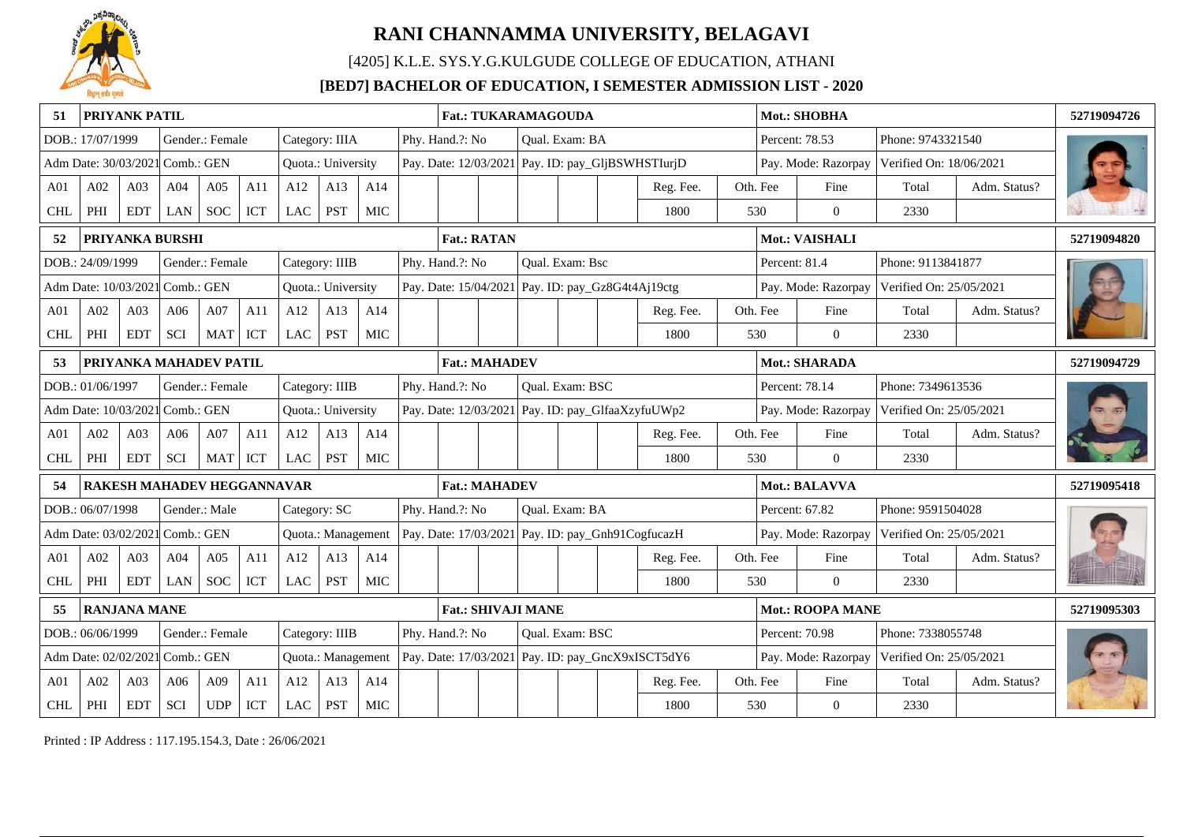# RANI CHANNAMMA UNIVERSITY, BELAGAVI

[4205] K.L.E. SYS.Y.G.KULGUDE COLLEGE OF EDUCATION, ATHANI

**[BED7] BACHELOR OF EDUCATION, I SEMESTER ADMISSION LIST - 2020**

| **51** | **PRIYANK PATIL** | | | | | | | | **Fat.: TUKARAMAGOUDA** | | | **Mot.: SHOBHA** | | | | **52719094726** |
|---|---|---|---|---|---|---|---|---|---|---|---|---|---|---|---|---|
| DOB.: 17/07/1999 | | Gender.: Female | | | Category: IIIA | | | | Phy. Hand.?: No | Qual. Exam: BA | | Percent: 78.53 | | Phone: 9743321540 | | |
| Adm Date: 30/03/2021 | | Comb.: GEN | | | Quota.: University | | | | Pay. Date: 12/03/2021 | Pay. ID: pay_GljBSWHSTIurjD | | Pay. Mode: Razorpay | | Verified On: 18/06/2021 | | |
| A01 | A02 | A03 | A04 | A05 | A11 | A12 | A13 | A14 | | | Reg. Fee. | Oth. Fee | Fine | Total | Adm. Status? | |
| CHL | PHI | EDT | LAN | SOC | ICT | LAC | PST | MIC | | | 1800 | 530 | 0 | 2330 | | |
| **52** | **PRIYANKA BURSHI** | | | | | | | | **Fat.: RATAN** | | | **Mot.: VAISHALI** | | | | **52719094820** |
| DOB.: 24/09/1999 | | Gender.: Female | | | Category: IIIB | | | | Phy. Hand.?: No | Qual. Exam: Bsc | | Percent: 81.4 | | Phone: 9113841877 | | |
| Adm Date: 10/03/2021 | | Comb.: GEN | | | Quota.: University | | | | Pay. Date: 15/04/2021 | Pay. ID: pay_Gz8G4t4Aj19ctg | | Pay. Mode: Razorpay | | Verified On: 25/05/2021 | | |
| A01 | A02 | A03 | A06 | A07 | A11 | A12 | A13 | A14 | | | Reg. Fee. | Oth. Fee | Fine | Total | Adm. Status? | |
| CHL | PHI | EDT | SCI | MAT | ICT | LAC | PST | MIC | | | 1800 | 530 | 0 | 2330 | | |
| **53** | **PRIYANKA MAHADEV PATIL** | | | | | | | | **Fat.: MAHADEV** | | | **Mot.: SHARADA** | | | | **52719094729** |
| DOB.: 01/06/1997 | | Gender.: Female | | | Category: IIIB | | | | Phy. Hand.?: No | Qual. Exam: BSC | | Percent: 78.14 | | Phone: 7349613536 | | |
| Adm Date: 10/03/2021 | | Comb.: GEN | | | Quota.: University | | | | Pay. Date: 12/03/2021 | Pay. ID: pay_GlfaaXzyfuUWp2 | | Pay. Mode: Razorpay | | Verified On: 25/05/2021 | | |
| A01 | A02 | A03 | A06 | A07 | A11 | A12 | A13 | A14 | | | Reg. Fee. | Oth. Fee | Fine | Total | Adm. Status? | |
| CHL | PHI | EDT | SCI | MAT | ICT | LAC | PST | MIC | | | 1800 | 530 | 0 | 2330 | | |
| **54** | **RAKESH MAHADEV HEGGANNAVAR** | | | | | | | | **Fat.: MAHADEV** | | | **Mot.: BALAVVA** | | | | **52719095418** |
| DOB.: 06/07/1998 | | Gender.: Male | | | Category: SC | | | | Phy. Hand.?: No | Qual. Exam: BA | | Percent: 67.82 | | Phone: 9591504028 | | |
| Adm Date: 03/02/2021 | | Comb.: GEN | | | Quota.: Management | | | | Pay. Date: 17/03/2021 | Pay. ID: pay_Gnh91CogfucazH | | Pay. Mode: Razorpay | | Verified On: 25/05/2021 | | |
| A01 | A02 | A03 | A04 | A05 | A11 | A12 | A13 | A14 | | | Reg. Fee. | Oth. Fee | Fine | Total | Adm. Status? | |
| CHL | PHI | EDT | LAN | SOC | ICT | LAC | PST | MIC | | | 1800 | 530 | 0 | 2330 | | |
| **55** | **RANJANA MANE** | | | | | | | | **Fat.: SHIVAJI MANE** | | | **Mot.: ROOPA MANE** | | | | **52719095303** |
| DOB.: 06/06/1999 | | Gender.: Female | | | Category: IIIB | | | | Phy. Hand.?: No | Qual. Exam: BSC | | Percent: 70.98 | | Phone: 7338055748 | | |
| Adm Date: 02/02/2021 | | Comb.: GEN | | | Quota.: Management | | | | Pay. Date: 17/03/2021 | Pay. ID: pay_GncX9xISCT5dY6 | | Pay. Mode: Razorpay | | Verified On: 25/05/2021 | | |
| A01 | A02 | A03 | A06 | A09 | A11 | A12 | A13 | A14 | | | Reg. Fee. | Oth. Fee | Fine | Total | Adm. Status? | |
| CHL | PHI | EDT | SCI | UDP | ICT | LAC | PST | MIC | | | 1800 | 530 | 0 | 2330 | | |

Printed : IP Address : 117.195.154.3, Date : 26/06/2021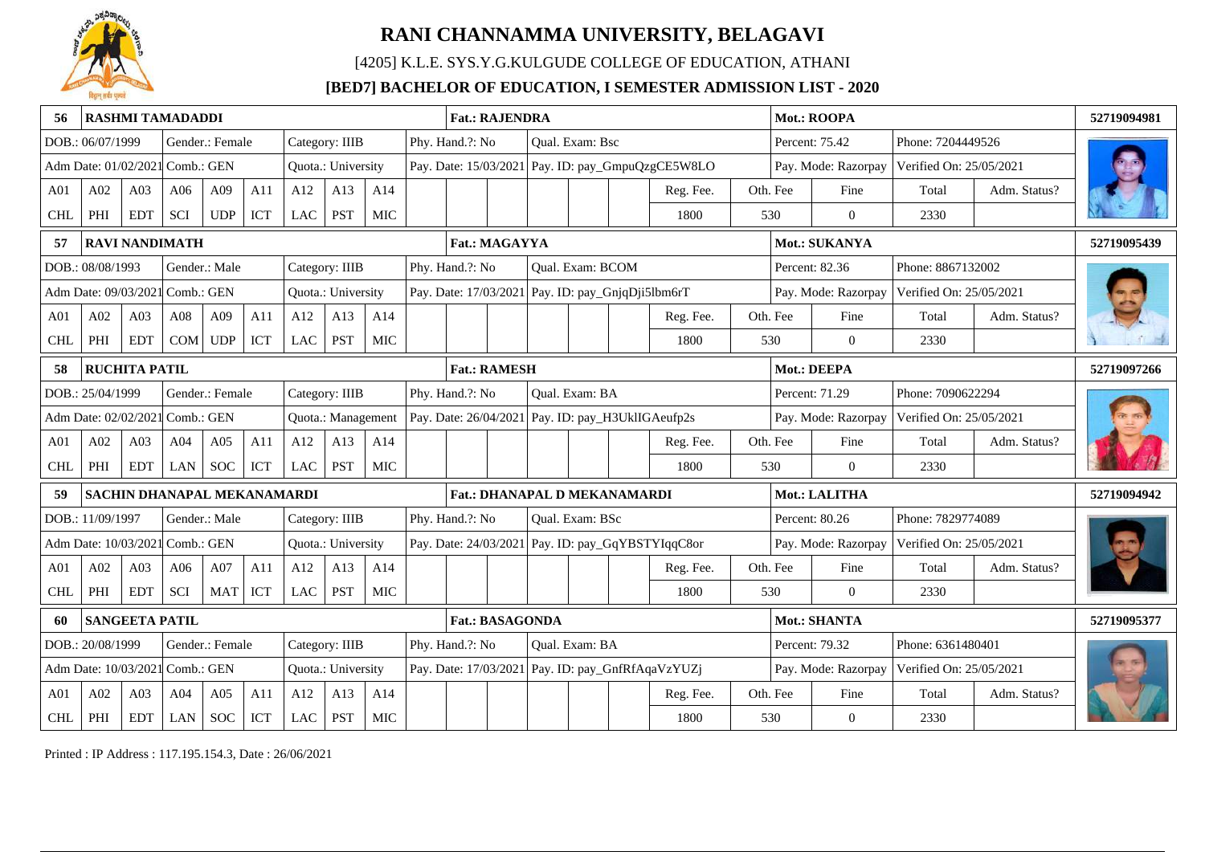# RANI CHANNAMMA UNIVERSITY, BELAGAVI

[4205] K.L.E. SYS.Y.G.KULGUDE COLLEGE OF EDUCATION, ATHANI

**[BED7] BACHELOR OF EDUCATION, I SEMESTER ADMISSION LIST - 2020**

| 56 | RASHMI TAMADADDI | | | | | | | | Fat.: RAJENDRA | | | | | | | Mot.: ROOPA | | | | 52719094981 |
|---|---|---|---|---|---|---|---|---|---|---|---|---|---|---|---|---|---|---|---|---|
| DOB.: 06/07/1999 | | | Gender.: Female | | | Category: IIIB | | | Phy. Hand.?: No | | | Qual. Exam: Bsc | | | | Percent: 75.42 | | Phone: 7204449526 | | |
| Adm Date: 01/02/2021 | | | Comb.: GEN | | | Quota.: University | | | Pay. Date: 15/03/2021 | | | Pay. ID: pay_GmpuQzgCE5W8LO | | | | Pay. Mode: Razorpay | | Verified On: 25/05/2021 | | |
| A01 | A02 | A03 | A06 | A09 | A11 | A12 | A13 | A14 | | | | | | | Reg. Fee. | Oth. Fee | Fine | Total | Adm. Status? | |
| CHL | PHI | EDT | SCI | UDP | ICT | LAC | PST | MIC | | | | | | | 1800 | 530 | 0 | 2330 | | |
| 57 | RAVI NANDIMATH | | | | | | | | Fat.: MAGAYYA | | | | | | | Mot.: SUKANYA | | | | 52719095439 |
| DOB.: 08/08/1993 | | | Gender.: Male | | | Category: IIIB | | | Phy. Hand.?: No | | | Qual. Exam: BCOM | | | | Percent: 82.36 | | Phone: 8867132002 | | |
| Adm Date: 09/03/2021 | | | Comb.: GEN | | | Quota.: University | | | Pay. Date: 17/03/2021 | | | Pay. ID: pay_GnjqDji5lbm6rT | | | | Pay. Mode: Razorpay | | Verified On: 25/05/2021 | | |
| A01 | A02 | A03 | A08 | A09 | A11 | A12 | A13 | A14 | | | | | | | Reg. Fee. | Oth. Fee | Fine | Total | Adm. Status? | |
| CHL | PHI | EDT | COM | UDP | ICT | LAC | PST | MIC | | | | | | | 1800 | 530 | 0 | 2330 | | |
| 58 | RUCHITA PATIL | | | | | | | | Fat.: RAMESH | | | | | | | Mot.: DEEPA | | | | 52719097266 |
| DOB.: 25/04/1999 | | | Gender.: Female | | | Category: IIIB | | | Phy. Hand.?: No | | | Qual. Exam: BA | | | | Percent: 71.29 | | Phone: 7090622294 | | |
| Adm Date: 02/02/2021 | | | Comb.: GEN | | | Quota.: Management | | | Pay. Date: 26/04/2021 | | | Pay. ID: pay_H3UklIGAeufp2s | | | | Pay. Mode: Razorpay | | Verified On: 25/05/2021 | | |
| A01 | A02 | A03 | A04 | A05 | A11 | A12 | A13 | A14 | | | | | | | Reg. Fee. | Oth. Fee | Fine | Total | Adm. Status? | |
| CHL | PHI | EDT | LAN | SOC | ICT | LAC | PST | MIC | | | | | | | 1800 | 530 | 0 | 2330 | | |
| 59 | SACHIN DHANAPAL MEKANAMARDI | | | | | | | | Fat.: DHANAPAL D MEKANAMARDI | | | | | | | Mot.: LALITHA | | | | 52719094942 |
| DOB.: 11/09/1997 | | | Gender.: Male | | | Category: IIIB | | | Phy. Hand.?: No | | | Qual. Exam: BSc | | | | Percent: 80.26 | | Phone: 7829774089 | | |
| Adm Date: 10/03/2021 | | | Comb.: GEN | | | Quota.: University | | | Pay. Date: 24/03/2021 | | | Pay. ID: pay_GqYBSTYIqqC8or | | | | Pay. Mode: Razorpay | | Verified On: 25/05/2021 | | |
| A01 | A02 | A03 | A06 | A07 | A11 | A12 | A13 | A14 | | | | | | | Reg. Fee. | Oth. Fee | Fine | Total | Adm. Status? | |
| CHL | PHI | EDT | SCI | MAT | ICT | LAC | PST | MIC | | | | | | | 1800 | 530 | 0 | 2330 | | |
| 60 | SANGEETA PATIL | | | | | | | | Fat.: BASAGONDA | | | | | | | Mot.: SHANTA | | | | 52719095377 |
| DOB.: 20/08/1999 | | | Gender.: Female | | | Category: IIIB | | | Phy. Hand.?: No | | | Qual. Exam: BA | | | | Percent: 79.32 | | Phone: 6361480401 | | |
| Adm Date: 10/03/2021 | | | Comb.: GEN | | | Quota.: University | | | Pay. Date: 17/03/2021 | | | Pay. ID: pay_GnfRfAqaVzYUZj | | | | Pay. Mode: Razorpay | | Verified On: 25/05/2021 | | |
| A01 | A02 | A03 | A04 | A05 | A11 | A12 | A13 | A14 | | | | | | | Reg. Fee. | Oth. Fee | Fine | Total | Adm. Status? | |
| CHL | PHI | EDT | LAN | SOC | ICT | LAC | PST | MIC | | | | | | | 1800 | 530 | 0 | 2330 | | |

Printed : IP Address : 117.195.154.3, Date : 26/06/2021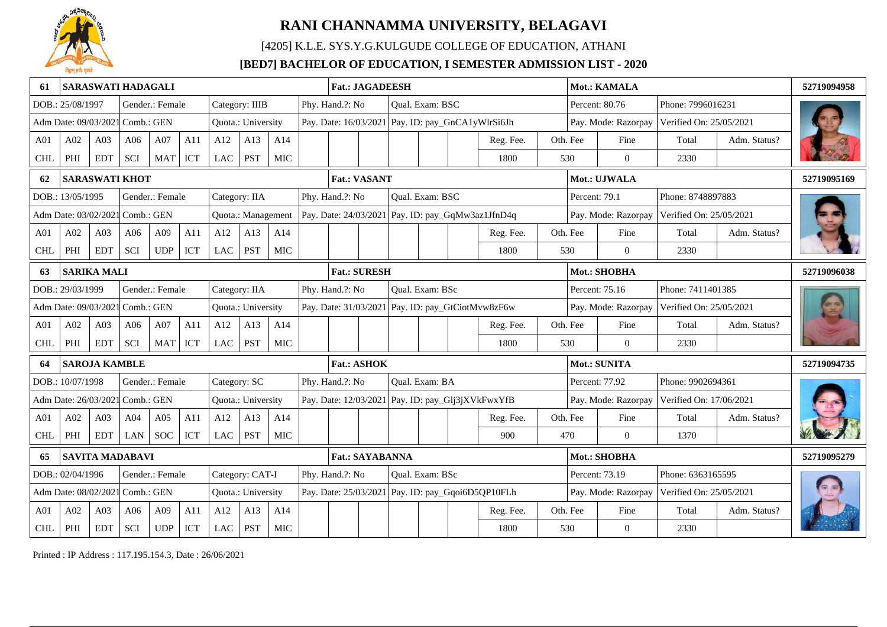# RANI CHANNAMMA UNIVERSITY, BELAGAVI

[4205] K.L.E. SYS.Y.G.KULGUDE COLLEGE OF EDUCATION, ATHANI

**[BED7] BACHELOR OF EDUCATION, I SEMESTER ADMISSION LIST - 2020**

| 61 | SARASWATI HADAGALI | | | | | | | | Fat.: JAGADEESH | | | | Mot.: KAMALA | | | | 52719094958 |
|---|---|---|---|---|---|---|---|---|---|---|---|---|---|---|---|---|---|
| DOB.: 25/08/1997 | | | Gender.: Female | | | Category: IIIB | | | Phy. Hand.?: No | | Qual. Exam: BSC | | Percent: 80.76 | | Phone: 7996016231 | | |
| Adm Date: 09/03/2021 | | | Comb.: GEN | | | Quota.: University | | | Pay. Date: 16/03/2021 | | Pay. ID: pay_GnCA1yWlrSi6Jh | | Pay. Mode: Razorpay | | Verified On: 25/05/2021 | | |
| A01 | A02 | A03 | A06 | A07 | A11 | A12 | A13 | A14 | | | | Reg. Fee. | Oth. Fee | Fine | Total | Adm. Status? | |
| CHL | PHI | EDT | SCI | MAT | ICT | LAC | PST | MIC | | | | 1800 | 530 | 0 | 2330 | | |
| 62 | SARASWATI KHOT | | | | | | | | Fat.: VASANT | | | | Mot.: UJWALA | | | | 52719095169 |
| DOB.: 13/05/1995 | | | Gender.: Female | | | Category: IIA | | | Phy. Hand.?: No | | Qual. Exam: BSC | | Percent: 79.1 | | Phone: 8748897883 | | |
| Adm Date: 03/02/2021 | | | Comb.: GEN | | | Quota.: Management | | | Pay. Date: 24/03/2021 | | Pay. ID: pay_GqMw3az1JfnD4q | | Pay. Mode: Razorpay | | Verified On: 25/05/2021 | | |
| A01 | A02 | A03 | A06 | A09 | A11 | A12 | A13 | A14 | | | | Reg. Fee. | Oth. Fee | Fine | Total | Adm. Status? | |
| CHL | PHI | EDT | SCI | UDP | ICT | LAC | PST | MIC | | | | 1800 | 530 | 0 | 2330 | | |
| 63 | SARIKA MALI | | | | | | | | Fat.: SURESH | | | | Mot.: SHOBHA | | | | 52719096038 |
| DOB.: 29/03/1999 | | | Gender.: Female | | | Category: IIA | | | Phy. Hand.?: No | | Qual. Exam: BSc | | Percent: 75.16 | | Phone: 7411401385 | | |
| Adm Date: 09/03/2021 | | | Comb.: GEN | | | Quota.: University | | | Pay. Date: 31/03/2021 | | Pay. ID: pay_GtCiotMvw8zF6w | | Pay. Mode: Razorpay | | Verified On: 25/05/2021 | | |
| A01 | A02 | A03 | A06 | A07 | A11 | A12 | A13 | A14 | | | | Reg. Fee. | Oth. Fee | Fine | Total | Adm. Status? | |
| CHL | PHI | EDT | SCI | MAT | ICT | LAC | PST | MIC | | | | 1800 | 530 | 0 | 2330 | | |
| 64 | SAROJA KAMBLE | | | | | | | | Fat.: ASHOK | | | | Mot.: SUNITA | | | | 52719094735 |
| DOB.: 10/07/1998 | | | Gender.: Female | | | Category: SC | | | Phy. Hand.?: No | | Qual. Exam: BA | | Percent: 77.92 | | Phone: 9902694361 | | |
| Adm Date: 26/03/2021 | | | Comb.: GEN | | | Quota.: University | | | Pay. Date: 12/03/2021 | | Pay. ID: pay_Glj3jXVkFwxYfB | | Pay. Mode: Razorpay | | Verified On: 17/06/2021 | | |
| A01 | A02 | A03 | A04 | A05 | A11 | A12 | A13 | A14 | | | | Reg. Fee. | Oth. Fee | Fine | Total | Adm. Status? | |
| CHL | PHI | EDT | LAN | SOC | ICT | LAC | PST | MIC | | | | 900 | 470 | 0 | 1370 | | |
| 65 | SAVITA MADABAVI | | | | | | | | Fat.: SAYABANNA | | | | Mot.: SHOBHA | | | | 52719095279 |
| DOB.: 02/04/1996 | | | Gender.: Female | | | Category: CAT-I | | | Phy. Hand.?: No | | Qual. Exam: BSc | | Percent: 73.19 | | Phone: 6363165595 | | |
| Adm Date: 08/02/2021 | | | Comb.: GEN | | | Quota.: University | | | Pay. Date: 25/03/2021 | | Pay. ID: pay_Gqoi6D5QP10FLh | | Pay. Mode: Razorpay | | Verified On: 25/05/2021 | | |
| A01 | A02 | A03 | A06 | A09 | A11 | A12 | A13 | A14 | | | | Reg. Fee. | Oth. Fee | Fine | Total | Adm. Status? | |
| CHL | PHI | EDT | SCI | UDP | ICT | LAC | PST | MIC | | | | 1800 | 530 | 0 | 2330 | | |

Printed : IP Address : 117.195.154.3, Date : 26/06/2021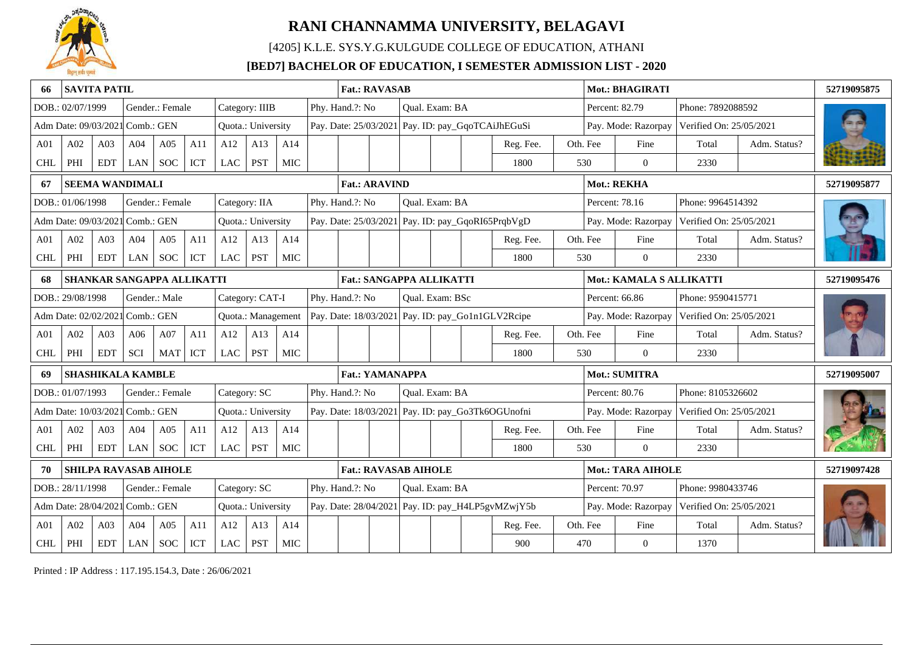# RANI CHANNAMMA UNIVERSITY, BELAGAVI

[4205] K.L.E. SYS.Y.G.KULGUDE COLLEGE OF EDUCATION, ATHANI

**[BED7] BACHELOR OF EDUCATION, I SEMESTER ADMISSION LIST - 2020**

| 66 | SAVITA PATIL | | | | Fat.: RAVASAB | | Mot.: BHAGIRATI | | 52719095875 |
|---|---|---|---|---|---|---|---|---|---|
| DOB.: 02/07/1999 | Gender.: Female | Category: IIIB | Phy. Hand.?: No | Qual. Exam: BA | | | Percent: 82.79 | Phone: 7892088592 | |
| Adm Date: 09/03/2021 | Comb.: GEN | Quota.: University | Pay. Date: 25/03/2021 | Pay. ID: pay_GqoTCAiJhEGuSi | | | Pay. Mode: Razorpay | Verified On: 25/05/2021 | |
| A01 A02 A03 A04 A05 A11 A12 A13 A14 | | | | | Reg. Fee. | Oth. Fee | Fine | Total | Adm. Status? |
| CHL PHI EDT LAN SOC ICT LAC PST MIC | | | | | 1800 | 530 | 0 | 2330 | |

| 67 | SEEMA WANDIMALI | | | | Fat.: ARAVIND | | Mot.: REKHA | | 52719095877 |
|---|---|---|---|---|---|---|---|---|---|
| DOB.: 01/06/1998 | Gender.: Female | Category: IIA | Phy. Hand.?: No | Qual. Exam: BA | | | Percent: 78.16 | Phone: 9964514392 | |
| Adm Date: 09/03/2021 | Comb.: GEN | Quota.: University | Pay. Date: 25/03/2021 | Pay. ID: pay_GqoRI65PrqbVgD | | | Pay. Mode: Razorpay | Verified On: 25/05/2021 | |
| A01 A02 A03 A04 A05 A11 A12 A13 A14 | | | | | Reg. Fee. | Oth. Fee | Fine | Total | Adm. Status? |
| CHL PHI EDT LAN SOC ICT LAC PST MIC | | | | | 1800 | 530 | 0 | 2330 | |

| 68 | SHANKAR SANGAPPA ALLIKATTI | | | | Fat.: SANGAPPA ALLIKATTI | | Mot.: KAMALA S ALLIKATTI | | 52719095476 |
|---|---|---|---|---|---|---|---|---|---|
| DOB.: 29/08/1998 | Gender.: Male | Category: CAT-I | Phy. Hand.?: No | Qual. Exam: BSc | | | Percent: 66.86 | Phone: 9590415771 | |
| Adm Date: 02/02/2021 | Comb.: GEN | Quota.: Management | Pay. Date: 18/03/2021 | Pay. ID: pay_Go1n1GLV2Rcipe | | | Pay. Mode: Razorpay | Verified On: 25/05/2021 | |
| A01 A02 A03 A06 A07 A11 A12 A13 A14 | | | | | Reg. Fee. | Oth. Fee | Fine | Total | Adm. Status? |
| CHL PHI EDT SCI MAT ICT LAC PST MIC | | | | | 1800 | 530 | 0 | 2330 | |

| 69 | SHASHIKALA KAMBLE | | | | Fat.: YAMANAPPA | | Mot.: SUMITRA | | 52719095007 |
|---|---|---|---|---|---|---|---|---|---|
| DOB.: 01/07/1993 | Gender.: Female | Category: SC | Phy. Hand.?: No | Qual. Exam: BA | | | Percent: 80.76 | Phone: 8105326602 | |
| Adm Date: 10/03/2021 | Comb.: GEN | Quota.: University | Pay. Date: 18/03/2021 | Pay. ID: pay_Go3Tk6OGUnofni | | | Pay. Mode: Razorpay | Verified On: 25/05/2021 | |
| A01 A02 A03 A04 A05 A11 A12 A13 A14 | | | | | Reg. Fee. | Oth. Fee | Fine | Total | Adm. Status? |
| CHL PHI EDT LAN SOC ICT LAC PST MIC | | | | | 1800 | 530 | 0 | 2330 | |

| 70 | SHILPA RAVASAB AIHOLE | | | | Fat.: RAVASAB AIHOLE | | Mot.: TARA AIHOLE | | 52719097428 |
|---|---|---|---|---|---|---|---|---|---|
| DOB.: 28/11/1998 | Gender.: Female | Category: SC | Phy. Hand.?: No | Qual. Exam: BA | | | Percent: 70.97 | Phone: 9980433746 | |
| Adm Date: 28/04/2021 | Comb.: GEN | Quota.: University | Pay. Date: 28/04/2021 | Pay. ID: pay_H4LP5gvMZwjY5b | | | Pay. Mode: Razorpay | Verified On: 25/05/2021 | |
| A01 A02 A03 A04 A05 A11 A12 A13 A14 | | | | | Reg. Fee. | Oth. Fee | Fine | Total | Adm. Status? |
| CHL PHI EDT LAN SOC ICT LAC PST MIC | | | | | 900 | 470 | 0 | 1370 | |

Printed : IP Address : 117.195.154.3, Date : 26/06/2021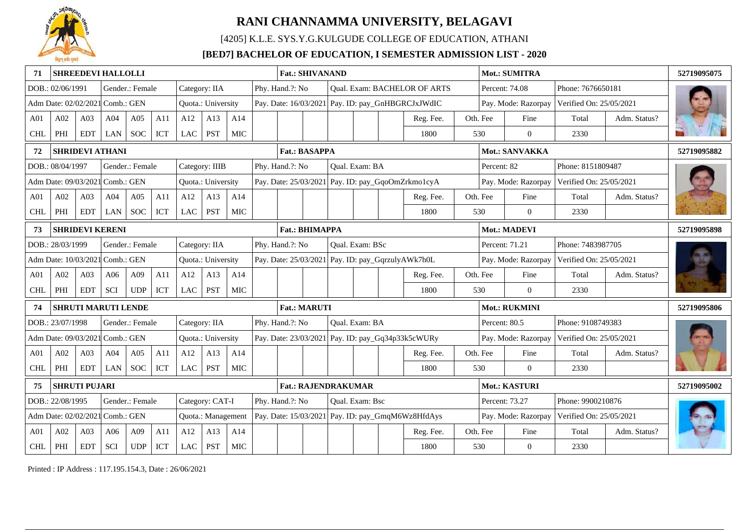# RANI CHANNAMMA UNIVERSITY, BELAGAVI

[4205] K.L.E. SYS.Y.G.KULGUDE COLLEGE OF EDUCATION, ATHANI

**[BED7] BACHELOR OF EDUCATION, I SEMESTER ADMISSION LIST - 2020**

| 71 | SHREEDEVI HALLOLLI | | | | | | | | Fat.: SHIVANAND | | | | Mot.: SUMITRA | | | 52719095075 |
|---|---|---|---|---|---|---|---|---|---|---|---|---|---|---|---|---|
| DOB.: 02/06/1991 | | Gender.: Female | | | Category: IIA | | | | Phy. Hand.?: No | Qual. Exam: BACHELOR OF ARTS | | | Percent: 74.08 | Phone: 7676650181 | | |
| Adm Date: 02/02/2021 | | Comb.: GEN | | | Quota.: University | | | | Pay. Date: 16/03/2021 | Pay. ID: pay_GnHBGRCJxJWdIC | | | Pay. Mode: Razorpay | Verified On: 25/05/2021 | | |
| A01 | A02 | A03 | A04 | A05 | A11 | A12 | A13 | A14 | | | Reg. Fee. | Oth. Fee | Fine | Total | Adm. Status? | |
| CHL | PHI | EDT | LAN | SOC | ICT | LAC | PST | MIC | | | 1800 | 530 | 0 | 2330 | | |
| 72 | SHRIDEVI ATHANI | | | | | | | | Fat.: BASAPPA | | | | Mot.: SANVAKKA | | | 52719095882 |
| DOB.: 08/04/1997 | | Gender.: Female | | | Category: IIIB | | | | Phy. Hand.?: No | Qual. Exam: BA | | | Percent: 82 | Phone: 8151809487 | | |
| Adm Date: 09/03/2021 | | Comb.: GEN | | | Quota.: University | | | | Pay. Date: 25/03/2021 | Pay. ID: pay_GqoOmZrkmo1cyA | | | Pay. Mode: Razorpay | Verified On: 25/05/2021 | | |
| A01 | A02 | A03 | A04 | A05 | A11 | A12 | A13 | A14 | | | Reg. Fee. | Oth. Fee | Fine | Total | Adm. Status? | |
| CHL | PHI | EDT | LAN | SOC | ICT | LAC | PST | MIC | | | 1800 | 530 | 0 | 2330 | | |
| 73 | SHRIDEVI KERENI | | | | | | | | Fat.: BHIMAPPA | | | | Mot.: MADEVI | | | 52719095898 |
| DOB.: 28/03/1999 | | Gender.: Female | | | Category: IIA | | | | Phy. Hand.?: No | Qual. Exam: BSc | | | Percent: 71.21 | Phone: 7483987705 | | |
| Adm Date: 10/03/2021 | | Comb.: GEN | | | Quota.: University | | | | Pay. Date: 25/03/2021 | Pay. ID: pay_GqrzulyAWk7h0L | | | Pay. Mode: Razorpay | Verified On: 25/05/2021 | | |
| A01 | A02 | A03 | A06 | A09 | A11 | A12 | A13 | A14 | | | Reg. Fee. | Oth. Fee | Fine | Total | Adm. Status? | |
| CHL | PHI | EDT | SCI | UDP | ICT | LAC | PST | MIC | | | 1800 | 530 | 0 | 2330 | | |
| 74 | SHRUTI MARUTI LENDE | | | | | | | | Fat.: MARUTI | | | | Mot.: RUKMINI | | | 52719095806 |
| DOB.: 23/07/1998 | | Gender.: Female | | | Category: IIA | | | | Phy. Hand.?: No | Qual. Exam: BA | | | Percent: 80.5 | Phone: 9108749383 | | |
| Adm Date: 09/03/2021 | | Comb.: GEN | | | Quota.: University | | | | Pay. Date: 23/03/2021 | Pay. ID: pay_Gq34p33k5cWURy | | | Pay. Mode: Razorpay | Verified On: 25/05/2021 | | |
| A01 | A02 | A03 | A04 | A05 | A11 | A12 | A13 | A14 | | | Reg. Fee. | Oth. Fee | Fine | Total | Adm. Status? | |
| CHL | PHI | EDT | LAN | SOC | ICT | LAC | PST | MIC | | | 1800 | 530 | 0 | 2330 | | |
| 75 | SHRUTI PUJARI | | | | | | | | Fat.: RAJENDRAKUMAR | | | | Mot.: KASTURI | | | 52719095002 |
| DOB.: 22/08/1995 | | Gender.: Female | | | Category: CAT-I | | | | Phy. Hand.?: No | Qual. Exam: Bsc | | | Percent: 73.27 | Phone: 9900210876 | | |
| Adm Date: 02/02/2021 | | Comb.: GEN | | | Quota.: Management | | | | Pay. Date: 15/03/2021 | Pay. ID: pay_GmqM6Wz8HfdAys | | | Pay. Mode: Razorpay | Verified On: 25/05/2021 | | |
| A01 | A02 | A03 | A06 | A09 | A11 | A12 | A13 | A14 | | | Reg. Fee. | Oth. Fee | Fine | Total | Adm. Status? | |
| CHL | PHI | EDT | SCI | UDP | ICT | LAC | PST | MIC | | | 1800 | 530 | 0 | 2330 | | |

Printed : IP Address : 117.195.154.3, Date : 26/06/2021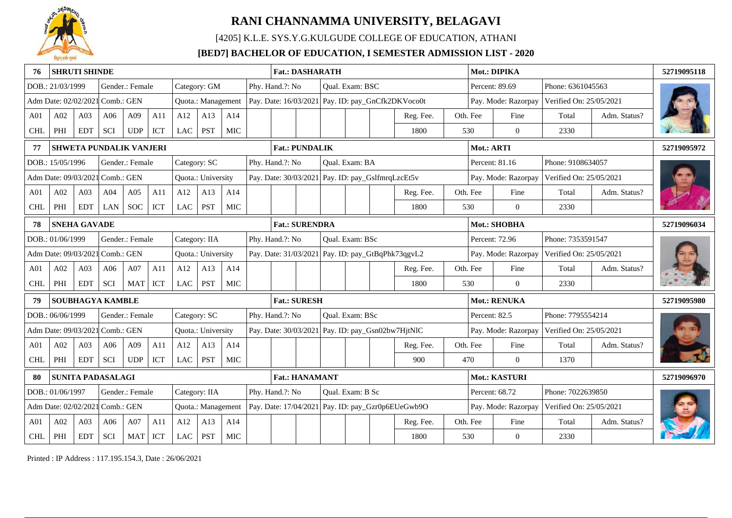# RANI CHANNAMMA UNIVERSITY, BELAGAVI

[4205] K.L.E. SYS.Y.G.KULGUDE COLLEGE OF EDUCATION, ATHANI

**[BED7] BACHELOR OF EDUCATION, I SEMESTER ADMISSION LIST - 2020**

| 76 | **SHRUTI SHINDE** | | | | | | | | | | | **Fat.: DASHARATH** | | | | | | | **Mot.: DIPIKA** | | | | | **52719095118** |
|---|---|---|---|---|---|---|---|---|---|---|---|---|---|---|---|---|---|---|---|---|---|---|---|---|
| DOB.: 21/03/1999 | | | Gender.: Female | | | Category: GM | | | Phy. Hand.?: No | | | Qual. Exam: BSC | | | | | | | Percent: 89.69 | | Phone: 6361045563 | | | |
| Adm Date: 02/02/2021 | | | Comb.: GEN | | | Quota.: Management | | | Pay. Date: 16/03/2021 | | | Pay. ID: pay_GnCfk2DKVoco0t | | | | | | | Pay. Mode: Razorpay | | Verified On: 25/05/2021 | | | |
| A01 | A02 | A03 | A06 | A09 | A11 | A12 | A13 | A14 | | | | | | | | | Reg. Fee. | | Oth. Fee | | Fine | Total | Adm. Status? | |
| CHL | PHI | EDT | SCI | UDP | ICT | LAC | PST | MIC | | | | | | | | | 1800 | | 530 | | 0 | 2330 | | |
| 77 | **SHWETA PUNDALIK VANJERI** | | | | | | | | | | | **Fat.: PUNDALIK** | | | | | | | **Mot.: ARTI** | | | | | **52719095972** |
| DOB.: 15/05/1996 | | | Gender.: Female | | | Category: SC | | | Phy. Hand.?: No | | | Qual. Exam: BA | | | | | | | Percent: 81.16 | | Phone: 9108634057 | | | |
| Adm Date: 09/03/2021 | | | Comb.: GEN | | | Quota.: University | | | Pay. Date: 30/03/2021 | | | Pay. ID: pay_GslfmrqLzcEt5v | | | | | | | Pay. Mode: Razorpay | | Verified On: 25/05/2021 | | | |
| A01 | A02 | A03 | A04 | A05 | A11 | A12 | A13 | A14 | | | | | | | | | Reg. Fee. | | Oth. Fee | | Fine | Total | Adm. Status? | |
| CHL | PHI | EDT | LAN | SOC | ICT | LAC | PST | MIC | | | | | | | | | 1800 | | 530 | | 0 | 2330 | | |
| 78 | **SNEHA GAVADE** | | | | | | | | | | | **Fat.: SURENDRA** | | | | | | | **Mot.: SHOBHA** | | | | | **52719096034** |
| DOB.: 01/06/1999 | | | Gender.: Female | | | Category: IIA | | | Phy. Hand.?: No | | | Qual. Exam: BSc | | | | | | | Percent: 72.96 | | Phone: 7353591547 | | | |
| Adm Date: 09/03/2021 | | | Comb.: GEN | | | Quota.: University | | | Pay. Date: 31/03/2021 | | | Pay. ID: pay_GtBqPhk73qgvL2 | | | | | | | Pay. Mode: Razorpay | | Verified On: 25/05/2021 | | | |
| A01 | A02 | A03 | A06 | A07 | A11 | A12 | A13 | A14 | | | | | | | | | Reg. Fee. | | Oth. Fee | | Fine | Total | Adm. Status? | |
| CHL | PHI | EDT | SCI | MAT | ICT | LAC | PST | MIC | | | | | | | | | 1800 | | 530 | | 0 | 2330 | | |
| 79 | **SOUBHAGYA KAMBLE** | | | | | | | | | | | **Fat.: SURESH** | | | | | | | **Mot.: RENUKA** | | | | | **52719095980** |
| DOB.: 06/06/1999 | | | Gender.: Female | | | Category: SC | | | Phy. Hand.?: No | | | Qual. Exam: BSc | | | | | | | Percent: 82.5 | | Phone: 7795554214 | | | |
| Adm Date: 09/03/2021 | | | Comb.: GEN | | | Quota.: University | | | Pay. Date: 30/03/2021 | | | Pay. ID: pay_Gsn02bw7HjtNlC | | | | | | | Pay. Mode: Razorpay | | Verified On: 25/05/2021 | | | |
| A01 | A02 | A03 | A06 | A09 | A11 | A12 | A13 | A14 | | | | | | | | | Reg. Fee. | | Oth. Fee | | Fine | Total | Adm. Status? | |
| CHL | PHI | EDT | SCI | UDP | ICT | LAC | PST | MIC | | | | | | | | | 900 | | 470 | | 0 | 1370 | | |
| 80 | **SUNITA PADASALAGI** | | | | | | | | | | | **Fat.: HANAMANT** | | | | | | | **Mot.: KASTURI** | | | | | **52719096970** |
| DOB.: 01/06/1997 | | | Gender.: Female | | | Category: IIA | | | Phy. Hand.?: No | | | Qual. Exam: B Sc | | | | | | | Percent: 68.72 | | Phone: 7022639850 | | | |
| Adm Date: 02/02/2021 | | | Comb.: GEN | | | Quota.: Management | | | Pay. Date: 17/04/2021 | | | Pay. ID: pay_Gzr0p6EUeGwb9O | | | | | | | Pay. Mode: Razorpay | | Verified On: 25/05/2021 | | | |
| A01 | A02 | A03 | A06 | A07 | A11 | A12 | A13 | A14 | | | | | | | | | Reg. Fee. | | Oth. Fee | | Fine | Total | Adm. Status? | |
| CHL | PHI | EDT | SCI | MAT | ICT | LAC | PST | MIC | | | | | | | | | 1800 | | 530 | | 0 | 2330 | | |

Printed : IP Address : 117.195.154.3, Date : 26/06/2021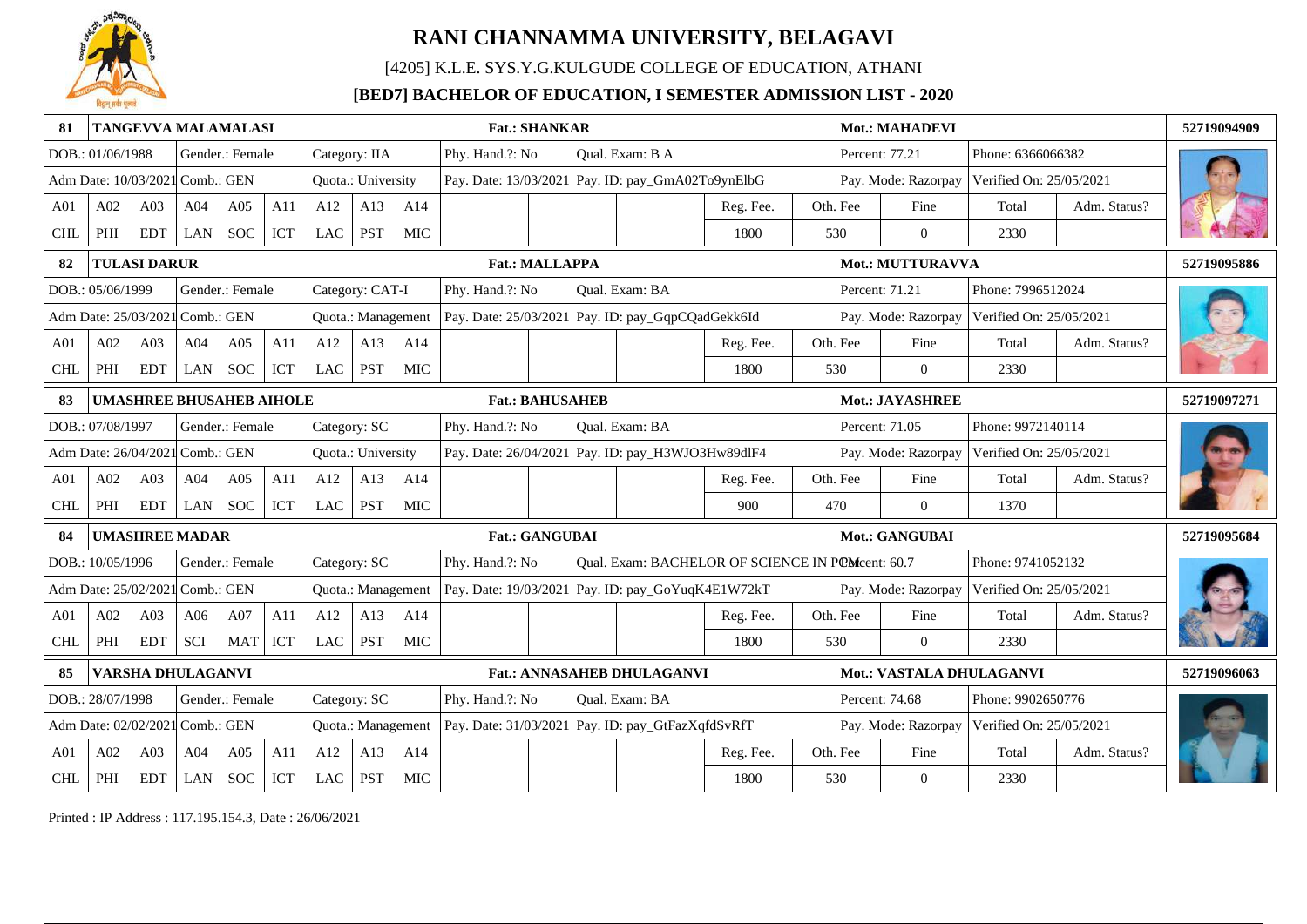# RANI CHANNAMMA UNIVERSITY, BELAGAVI

### [4205] K.L.E. SYS.Y.G.KULGUDE COLLEGE OF EDUCATION, ATHANI

### [BED7] BACHELOR OF EDUCATION, I SEMESTER ADMISSION LIST - 2020

| 81 | TANGEVVA MALAMALASI | | | | | | | | | Fat.: SHANKAR | | | | | | | | Mot.: MAHADEVI | | | | 52719094909 |
|---|---|---|---|---|---|---|---|---|---|---|---|---|---|---|---|---|---|---|---|---|---|---|
| DOB.: 01/06/1988 | | | Gender.: Female | | | Category: IIA | | | Phy. Hand.?: No | | | Qual. Exam: B A | | | | | | Percent: 77.21 | | Phone: 6366066382 | | |
| Adm Date: 10/03/2021 | | | Comb.: GEN | | | Quota.: University | | | Pay. Date: 13/03/2021 | | | Pay. ID: pay_GmA02To9ynElbG | | | | | | Pay. Mode: Razorpay | | Verified On: 25/05/2021 | | |
| A01 | A02 | A03 | A04 | A05 | A11 | A12 | A13 | A14 | | | | | | | Reg. Fee. | Oth. Fee | | Fine | | Total | Adm. Status? | |
| CHL | PHI | EDT | LAN | SOC | ICT | LAC | PST | MIC | | | | | | | 1800 | 530 | | 0 | | 2330 | | |
| 82 | TULASI DARUR | | | | | | | | | Fat.: MALLAPPA | | | | | | | | Mot.: MUTTURAVVA | | | | 52719095886 |
| DOB.: 05/06/1999 | | | Gender.: Female | | | Category: CAT-I | | | Phy. Hand.?: No | | | Qual. Exam: BA | | | | | | Percent: 71.21 | | Phone: 7996512024 | | |
| Adm Date: 25/03/2021 | | | Comb.: GEN | | | Quota.: Management | | | Pay. Date: 25/03/2021 | | | Pay. ID: pay_GqpCQadGekk6Id | | | | | | Pay. Mode: Razorpay | | Verified On: 25/05/2021 | | |
| A01 | A02 | A03 | A04 | A05 | A11 | A12 | A13 | A14 | | | | | | | Reg. Fee. | Oth. Fee | | Fine | | Total | Adm. Status? | |
| CHL | PHI | EDT | LAN | SOC | ICT | LAC | PST | MIC | | | | | | | 1800 | 530 | | 0 | | 2330 | | |
| 83 | UMASHREE BHUSAHEB AIHOLE | | | | | | | | | Fat.: BAHUSAHEB | | | | | | | | Mot.: JAYASHREE | | | | 52719097271 |
| DOB.: 07/08/1997 | | | Gender.: Female | | | Category: SC | | | Phy. Hand.?: No | | | Qual. Exam: BA | | | | | | Percent: 71.05 | | Phone: 9972140114 | | |
| Adm Date: 26/04/2021 | | | Comb.: GEN | | | Quota.: University | | | Pay. Date: 26/04/2021 | | | Pay. ID: pay_H3WJO3Hw89dlF4 | | | | | | Pay. Mode: Razorpay | | Verified On: 25/05/2021 | | |
| A01 | A02 | A03 | A04 | A05 | A11 | A12 | A13 | A14 | | | | | | | Reg. Fee. | Oth. Fee | | Fine | | Total | Adm. Status? | |
| CHL | PHI | EDT | LAN | SOC | ICT | LAC | PST | MIC | | | | | | | 900 | 470 | | 0 | | 1370 | | |
| 84 | UMASHREE MADAR | | | | | | | | | Fat.: GANGUBAI | | | | | | | | Mot.: GANGUBAI | | | | 52719095684 |
| DOB.: 10/05/1996 | | | Gender.: Female | | | Category: SC | | | Phy. Hand.?: No | | | Qual. Exam: BACHELOR OF SCIENCE IN PCM | | | | | | Percent: 60.7 | | Phone: 9741052132 | | |
| Adm Date: 25/02/2021 | | | Comb.: GEN | | | Quota.: Management | | | Pay. Date: 19/03/2021 | | | Pay. ID: pay_GoYuqK4E1W72kT | | | | | | Pay. Mode: Razorpay | | Verified On: 25/05/2021 | | |
| A01 | A02 | A03 | A06 | A07 | A11 | A12 | A13 | A14 | | | | | | | Reg. Fee. | Oth. Fee | | Fine | | Total | Adm. Status? | |
| CHL | PHI | EDT | SCI | MAT | ICT | LAC | PST | MIC | | | | | | | 1800 | 530 | | 0 | | 2330 | | |
| 85 | VARSHA DHULAGANVI | | | | | | | | | Fat.: ANNASAHEB DHULAGANVI | | | | | | | | Mot.: VASTALA DHULAGANVI | | | | 52719096063 |
| DOB.: 28/07/1998 | | | Gender.: Female | | | Category: SC | | | Phy. Hand.?: No | | | Qual. Exam: BA | | | | | | Percent: 74.68 | | Phone: 9902650776 | | |
| Adm Date: 02/02/2021 | | | Comb.: GEN | | | Quota.: Management | | | Pay. Date: 31/03/2021 | | | Pay. ID: pay_GtFazXqfdSvRfT | | | | | | Pay. Mode: Razorpay | | Verified On: 25/05/2021 | | |
| A01 | A02 | A03 | A04 | A05 | A11 | A12 | A13 | A14 | | | | | | | Reg. Fee. | Oth. Fee | | Fine | | Total | Adm. Status? | |
| CHL | PHI | EDT | LAN | SOC | ICT | LAC | PST | MIC | | | | | | | 1800 | 530 | | 0 | | 2330 | | |

Printed : IP Address : 117.195.154.3, Date : 26/06/2021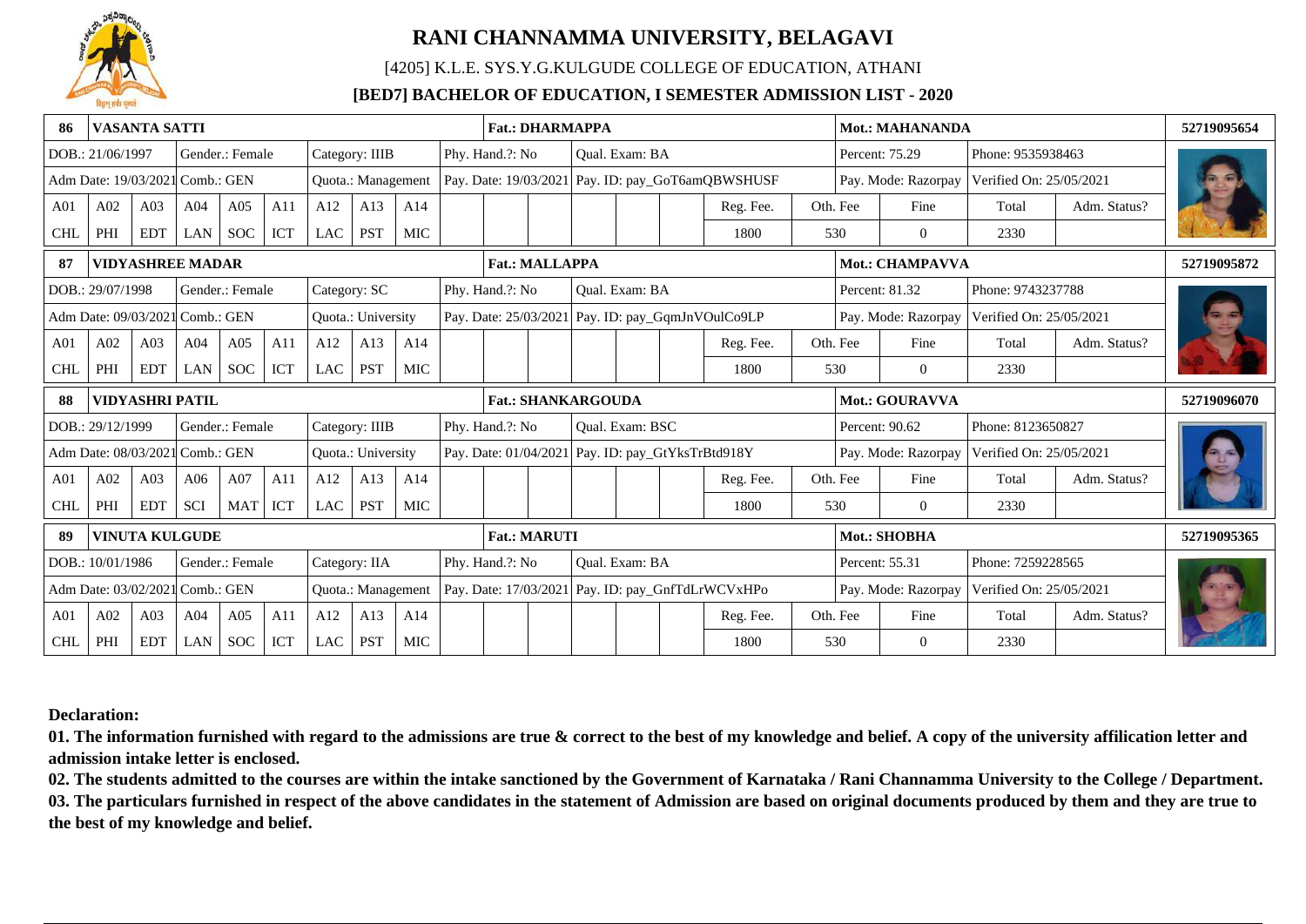# RANI CHANNAMMA UNIVERSITY, BELAGAVI

[4205] K.L.E. SYS.Y.G.KULGUDE COLLEGE OF EDUCATION, ATHANI

**[BED7] BACHELOR OF EDUCATION, I SEMESTER ADMISSION LIST - 2020**

| **86** | **VASANTA SATTI** | | | | | | | | | | **Fat.: DHARMAPPA** | | | | | | | **Mot.: MAHANANDA** | | | | **52719095654** |
|---|---|---|---|---|---|---|---|---|---|---|---|---|---|---|---|---|---|---|---|---|---|---|
| DOB.: 21/06/1997 | | | Gender.: Female | | | Category: IIIB | | | Phy. Hand.?: No | | | Qual. Exam: BA | | | | | | Percent: 75.29 | | Phone: 9535938463 | | |
| Adm Date: 19/03/2021 | | Comb.: GEN | | | | Quota.: Management | | | Pay. Date: 19/03/2021 | | | Pay. ID: pay_GoT6amQBWSHUSF | | | | | | Pay. Mode: Razorpay | | Verified On: 25/05/2021 | | |
| A01 | A02 | A03 | A04 | A05 | A11 | A12 | A13 | A14 | | | | | | | | Reg. Fee. | Oth. Fee | | Fine | Total | Adm. Status? | |
| CHL | PHI | EDT | LAN | SOC | ICT | LAC | PST | MIC | | | | | | | | 1800 | 530 | | 0 | 2330 | | |
| **87** | **VIDYASHREE MADAR** | | | | | | | | | | **Fat.: MALLAPPA** | | | | | | | **Mot.: CHAMPAVVA** | | | | **52719095872** |
| DOB.: 29/07/1998 | | | Gender.: Female | | | Category: SC | | | Phy. Hand.?: No | | | Qual. Exam: BA | | | | | | Percent: 81.32 | | Phone: 9743237788 | | |
| Adm Date: 09/03/2021 | | Comb.: GEN | | | | Quota.: University | | | Pay. Date: 25/03/2021 | | | Pay. ID: pay_GqmJnVOulCo9LP | | | | | | Pay. Mode: Razorpay | | Verified On: 25/05/2021 | | |
| A01 | A02 | A03 | A04 | A05 | A11 | A12 | A13 | A14 | | | | | | | | Reg. Fee. | Oth. Fee | | Fine | Total | Adm. Status? | |
| CHL | PHI | EDT | LAN | SOC | ICT | LAC | PST | MIC | | | | | | | | 1800 | 530 | | 0 | 2330 | | |
| **88** | **VIDYASHRI PATIL** | | | | | | | | | | **Fat.: SHANKARGOUDA** | | | | | | | **Mot.: GOURAVVA** | | | | **52719096070** |
| DOB.: 29/12/1999 | | | Gender.: Female | | | Category: IIIB | | | Phy. Hand.?: No | | | Qual. Exam: BSC | | | | | | Percent: 90.62 | | Phone: 8123650827 | | |
| Adm Date: 08/03/2021 | | Comb.: GEN | | | | Quota.: University | | | Pay. Date: 01/04/2021 | | | Pay. ID: pay_GtYksTrBtd918Y | | | | | | Pay. Mode: Razorpay | | Verified On: 25/05/2021 | | |
| A01 | A02 | A03 | A06 | A07 | A11 | A12 | A13 | A14 | | | | | | | | Reg. Fee. | Oth. Fee | | Fine | Total | Adm. Status? | |
| CHL | PHI | EDT | SCI | MAT | ICT | LAC | PST | MIC | | | | | | | | 1800 | 530 | | 0 | 2330 | | |
| **89** | **VINUTA KULGUDE** | | | | | | | | | | **Fat.: MARUTI** | | | | | | | **Mot.: SHOBHA** | | | | **52719095365** |
| DOB.: 10/01/1986 | | | Gender.: Female | | | Category: IIA | | | Phy. Hand.?: No | | | Qual. Exam: BA | | | | | | Percent: 55.31 | | Phone: 7259228565 | | |
| Adm Date: 03/02/2021 | | Comb.: GEN | | | | Quota.: Management | | | Pay. Date: 17/03/2021 | | | Pay. ID: pay_GnfTdLrWCVxHPo | | | | | | Pay. Mode: Razorpay | | Verified On: 25/05/2021 | | |
| A01 | A02 | A03 | A04 | A05 | A11 | A12 | A13 | A14 | | | | | | | | Reg. Fee. | Oth. Fee | | Fine | Total | Adm. Status? | |
| CHL | PHI | EDT | LAN | SOC | ICT | LAC | PST | MIC | | | | | | | | 1800 | 530 | | 0 | 2330 | | |

**Declaration:**

**01. The information furnished with regard to the admissions are true & correct to the best of my knowledge and belief. A copy of the university affilication letter and admission intake letter is enclosed.**

**02. The students admitted to the courses are within the intake sanctioned by the Government of Karnataka / Rani Channamma University to the College / Department.**

**03. The particulars furnished in respect of the above candidates in the statement of Admission are based on original documents produced by them and they are true to the best of my knowledge and belief.**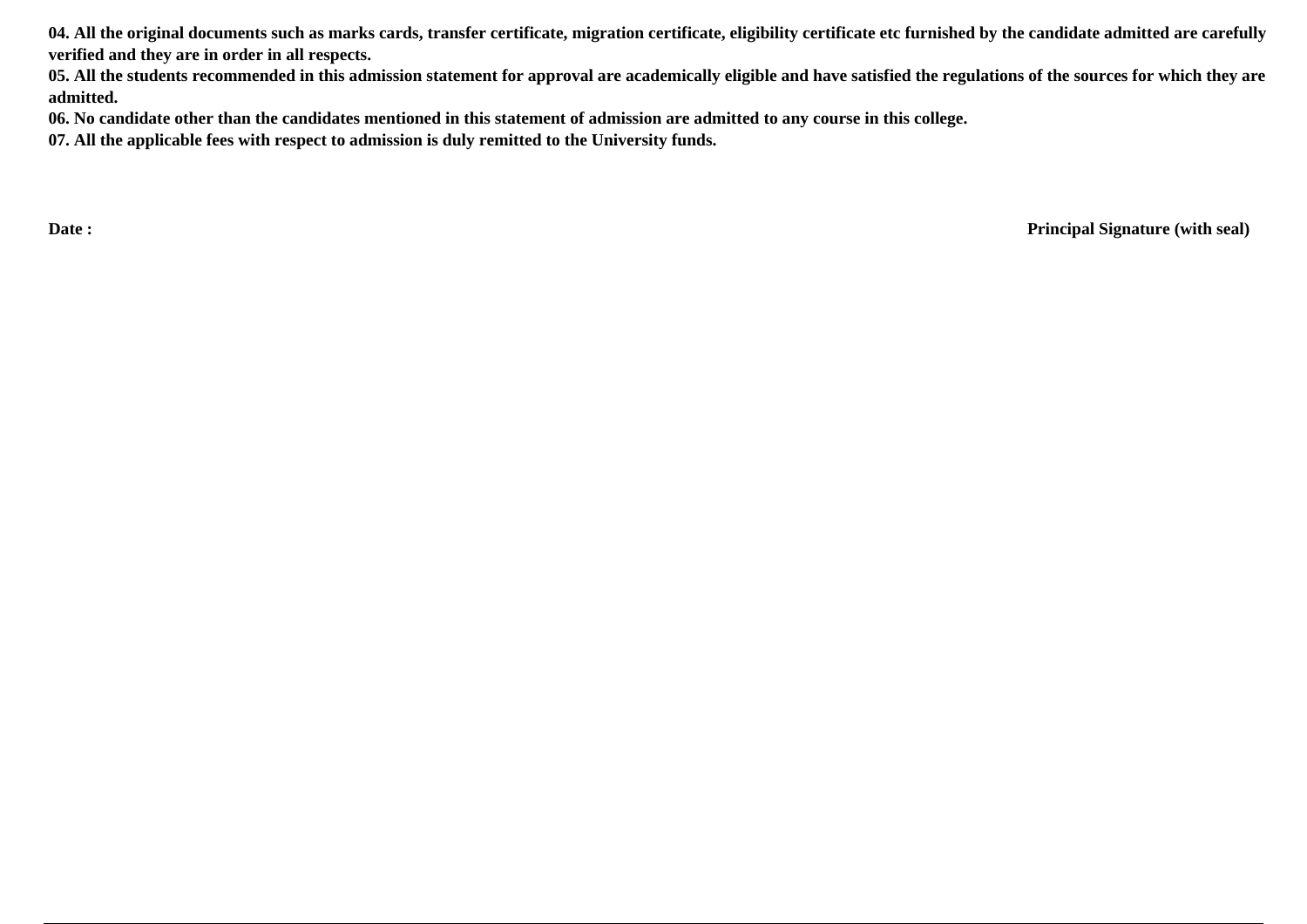**04. All the original documents such as marks cards, transfer certificate, migration certificate, eligibility certificate etc furnished by the candidate admitted are carefully verified and they are in order in all respects.**

**05. All the students recommended in this admission statement for approval are academically eligible and have satisfied the regulations of the sources for which they are admitted.**

**06. No candidate other than the candidates mentioned in this statement of admission are admitted to any course in this college.**

**07. All the applicable fees with respect to admission is duly remitted to the University funds.**

**Date :** **Principal Signature (with seal)**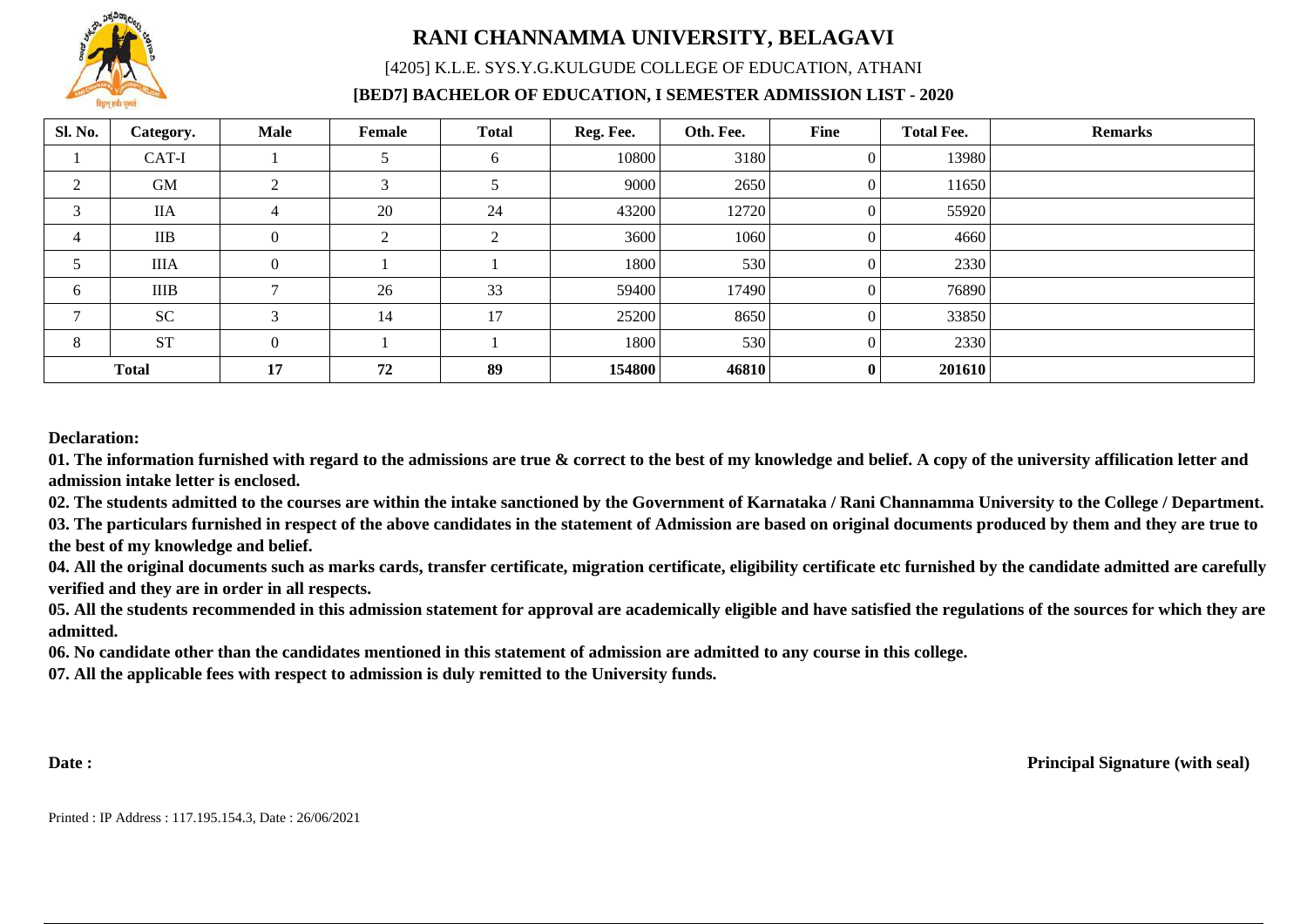# RANI CHANNAMMA UNIVERSITY, BELAGAVI

[4205] K.L.E. SYS.Y.G.KULGUDE COLLEGE OF EDUCATION, ATHANI

**[BED7] BACHELOR OF EDUCATION, I SEMESTER ADMISSION LIST - 2020**

| Sl. No. | Category. | Male | Female | Total | Reg. Fee. | Oth. Fee. | Fine | Total Fee. | Remarks |
|---|---|---|---|---|---|---|---|---|---|
| 1 | CAT-I | 1 | 5 | 6 | 10800 | 3180 | 0 | 13980 | |
| 2 | GM | 2 | 3 | 5 | 9000 | 2650 | 0 | 11650 | |
| 3 | IIA | 4 | 20 | 24 | 43200 | 12720 | 0 | 55920 | |
| 4 | IIB | 0 | 2 | 2 | 3600 | 1060 | 0 | 4660 | |
| 5 | IIIA | 0 | 1 | 1 | 1800 | 530 | 0 | 2330 | |
| 6 | IIIB | 7 | 26 | 33 | 59400 | 17490 | 0 | 76890 | |
| 7 | SC | 3 | 14 | 17 | 25200 | 8650 | 0 | 33850 | |
| 8 | ST | 0 | 1 | 1 | 1800 | 530 | 0 | 2330 | |
| **Total** | | **17** | **72** | **89** | **154800** | **46810** | **0** | **201610** | |

**Declaration:**

**01. The information furnished with regard to the admissions are true & correct to the best of my knowledge and belief. A copy of the university affilication letter and admission intake letter is enclosed.**

**02. The students admitted to the courses are within the intake sanctioned by the Government of Karnataka / Rani Channamma University to the College / Department.**

**03. The particulars furnished in respect of the above candidates in the statement of Admission are based on original documents produced by them and they are true to the best of my knowledge and belief.**

**04. All the original documents such as marks cards, transfer certificate, migration certificate, eligibility certificate etc furnished by the candidate admitted are carefully verified and they are in order in all respects.**

**05. All the students recommended in this admission statement for approval are academically eligible and have satisfied the regulations of the sources for which they are admitted.**

**06. No candidate other than the candidates mentioned in this statement of admission are admitted to any course in this college.**

**07. All the applicable fees with respect to admission is duly remitted to the University funds.**

**Date :**

**Principal Signature (with seal)**

Printed : IP Address : 117.195.154.3, Date : 26/06/2021